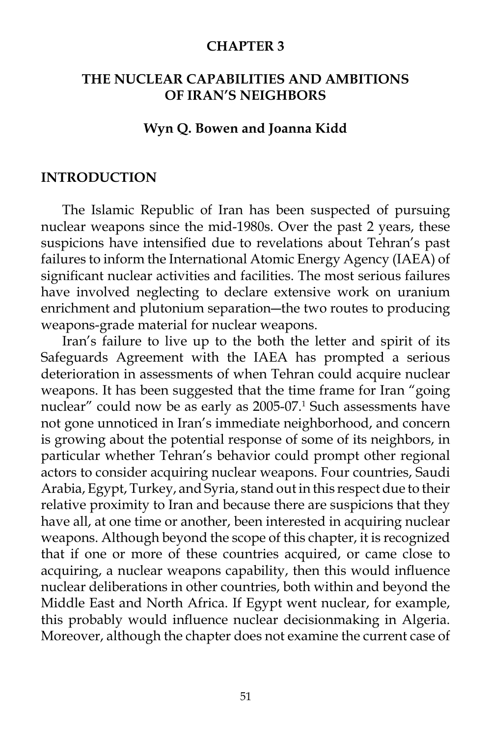# CHAPTER 3

## THE NUCLEAR CAPABILITIES AND AMBITIONS OF IRAN'S NEIGHBORS

**Wyn Q. Bowen and Joanna Kidd**

## INTRODUCTION

The Islamic Republic of Iran has been suspected of pursuing nuclear weapons since the mid-1980s. Over the past 2 years, these suspicions have intensified due to revelations about Tehran's past failures to inform the International Atomic Energy Agency (IAEA) of significant nuclear activities and facilities. The most serious failures have involved neglecting to declare extensive work on uranium enrichment and plutonium separation—the two routes to producing weapons-grade material for nuclear weapons.

Iran's failure to live up to the both the letter and spirit of its Safeguards Agreement with the IAEA has prompted a serious deterioration in assessments of when Tehran could acquire nuclear weapons. It has been suggested that the time frame for Iran "going nuclear" could now be as early as 2005-07.[1] Such assessments have not gone unnoticed in Iran's immediate neighborhood, and concern is growing about the potential response of some of its neighbors, in particular whether Tehran's behavior could prompt other regional actors to consider acquiring nuclear weapons. Four countries, Saudi Arabia, Egypt, Turkey, and Syria, stand out in this respect due to their relative proximity to Iran and because there are suspicions that they have all, at one time or another, been interested in acquiring nuclear weapons. Although beyond the scope of this chapter, it is recognized that if one or more of these countries acquired, or came close to acquiring, a nuclear weapons capability, then this would influence nuclear deliberations in other countries, both within and beyond the Middle East and North Africa. If Egypt went nuclear, for example, this probably would influence nuclear decisionmaking in Algeria. Moreover, although the chapter does not examine the current case of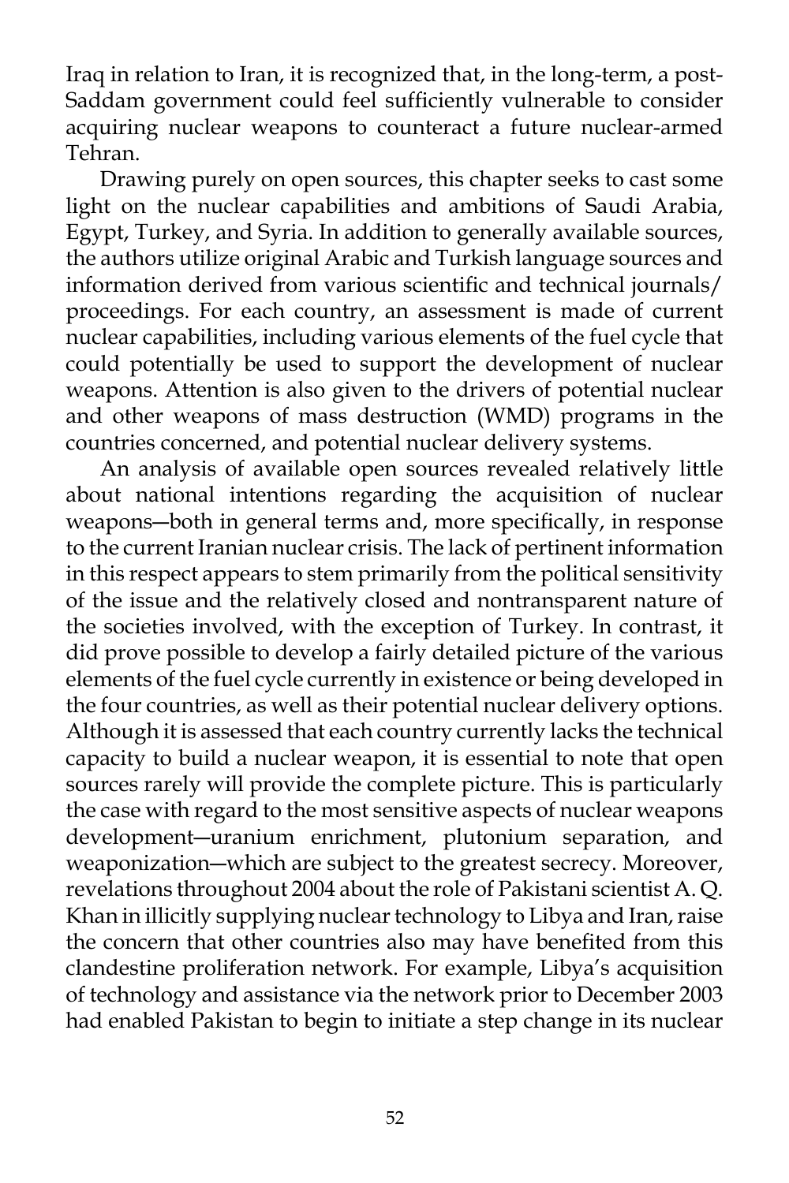Iraq in relation to Iran, it is recognized that, in the long-term, a post-Saddam government could feel sufficiently vulnerable to consider acquiring nuclear weapons to counteract a future nuclear-armed Tehran.

Drawing purely on open sources, this chapter seeks to cast some light on the nuclear capabilities and ambitions of Saudi Arabia, Egypt, Turkey, and Syria. In addition to generally available sources, the authors utilize original Arabic and Turkish language sources and information derived from various scientific and technical journals/proceedings. For each country, an assessment is made of current nuclear capabilities, including various elements of the fuel cycle that could potentially be used to support the development of nuclear weapons. Attention is also given to the drivers of potential nuclear and other weapons of mass destruction (WMD) programs in the countries concerned, and potential nuclear delivery systems.

An analysis of available open sources revealed relatively little about national intentions regarding the acquisition of nuclear weapons—both in general terms and, more specifically, in response to the current Iranian nuclear crisis. The lack of pertinent information in this respect appears to stem primarily from the political sensitivity of the issue and the relatively closed and nontransparent nature of the societies involved, with the exception of Turkey. In contrast, it did prove possible to develop a fairly detailed picture of the various elements of the fuel cycle currently in existence or being developed in the four countries, as well as their potential nuclear delivery options. Although it is assessed that each country currently lacks the technical capacity to build a nuclear weapon, it is essential to note that open sources rarely will provide the complete picture. This is particularly the case with regard to the most sensitive aspects of nuclear weapons development—uranium enrichment, plutonium separation, and weaponization—which are subject to the greatest secrecy. Moreover, revelations throughout 2004 about the role of Pakistani scientist A. Q. Khan in illicitly supplying nuclear technology to Libya and Iran, raise the concern that other countries also may have benefited from this clandestine proliferation network. For example, Libya's acquisition of technology and assistance via the network prior to December 2003 had enabled Pakistan to begin to initiate a step change in its nuclear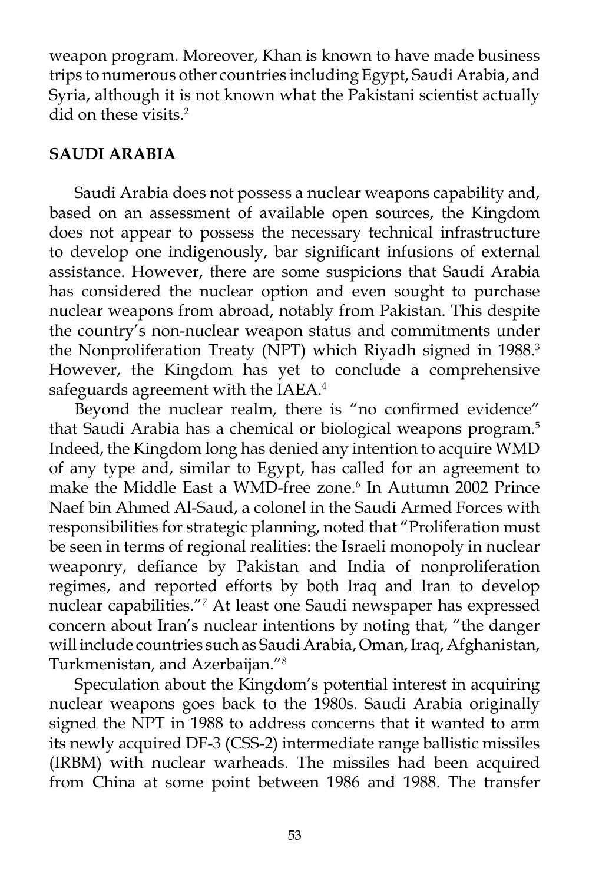weapon program. Moreover, Khan is known to have made business trips to numerous other countries including Egypt, Saudi Arabia, and Syria, although it is not known what the Pakistani scientist actually did on these visits.[2]

## SAUDI ARABIA

Saudi Arabia does not possess a nuclear weapons capability and, based on an assessment of available open sources, the Kingdom does not appear to possess the necessary technical infrastructure to develop one indigenously, bar significant infusions of external assistance. However, there are some suspicions that Saudi Arabia has considered the nuclear option and even sought to purchase nuclear weapons from abroad, notably from Pakistan. This despite the country's non-nuclear weapon status and commitments under the Nonproliferation Treaty (NPT) which Riyadh signed in 1988.[3] However, the Kingdom has yet to conclude a comprehensive safeguards agreement with the IAEA.[4]

Beyond the nuclear realm, there is "no confirmed evidence" that Saudi Arabia has a chemical or biological weapons program.[5] Indeed, the Kingdom long has denied any intention to acquire WMD of any type and, similar to Egypt, has called for an agreement to make the Middle East a WMD-free zone.[6] In Autumn 2002 Prince Naef bin Ahmed Al-Saud, a colonel in the Saudi Armed Forces with responsibilities for strategic planning, noted that "Proliferation must be seen in terms of regional realities: the Israeli monopoly in nuclear weaponry, defiance by Pakistan and India of nonproliferation regimes, and reported efforts by both Iraq and Iran to develop nuclear capabilities."[7] At least one Saudi newspaper has expressed concern about Iran's nuclear intentions by noting that, "the danger will include countries such as Saudi Arabia, Oman, Iraq, Afghanistan, Turkmenistan, and Azerbaijan."[8]

Speculation about the Kingdom's potential interest in acquiring nuclear weapons goes back to the 1980s. Saudi Arabia originally signed the NPT in 1988 to address concerns that it wanted to arm its newly acquired DF-3 (CSS-2) intermediate range ballistic missiles (IRBM) with nuclear warheads. The missiles had been acquired from China at some point between 1986 and 1988. The transfer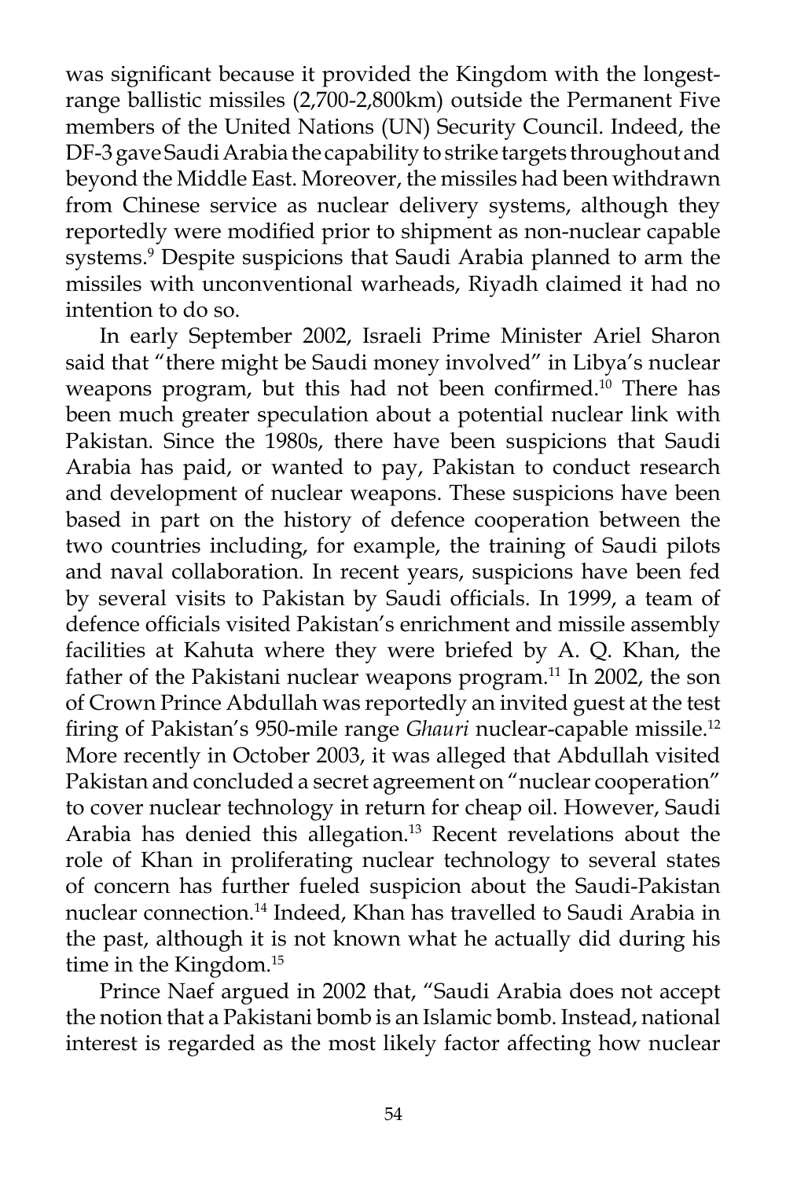was significant because it provided the Kingdom with the longest-range ballistic missiles (2,700-2,800km) outside the Permanent Five members of the United Nations (UN) Security Council. Indeed, the DF-3 gave Saudi Arabia the capability to strike targets throughout and beyond the Middle East. Moreover, the missiles had been withdrawn from Chinese service as nuclear delivery systems, although they reportedly were modified prior to shipment as non-nuclear capable systems.[9] Despite suspicions that Saudi Arabia planned to arm the missiles with unconventional warheads, Riyadh claimed it had no intention to do so.

In early September 2002, Israeli Prime Minister Ariel Sharon said that "there might be Saudi money involved" in Libya's nuclear weapons program, but this had not been confirmed.[10] There has been much greater speculation about a potential nuclear link with Pakistan. Since the 1980s, there have been suspicions that Saudi Arabia has paid, or wanted to pay, Pakistan to conduct research and development of nuclear weapons. These suspicions have been based in part on the history of defence cooperation between the two countries including, for example, the training of Saudi pilots and naval collaboration. In recent years, suspicions have been fed by several visits to Pakistan by Saudi officials. In 1999, a team of defence officials visited Pakistan's enrichment and missile assembly facilities at Kahuta where they were briefed by A. Q. Khan, the father of the Pakistani nuclear weapons program.[11] In 2002, the son of Crown Prince Abdullah was reportedly an invited guest at the test firing of Pakistan's 950-mile range *Ghauri* nuclear-capable missile.[12] More recently in October 2003, it was alleged that Abdullah visited Pakistan and concluded a secret agreement on "nuclear cooperation" to cover nuclear technology in return for cheap oil. However, Saudi Arabia has denied this allegation.[13] Recent revelations about the role of Khan in proliferating nuclear technology to several states of concern has further fueled suspicion about the Saudi-Pakistan nuclear connection.[14] Indeed, Khan has travelled to Saudi Arabia in the past, although it is not known what he actually did during his time in the Kingdom.[15]

Prince Naef argued in 2002 that, "Saudi Arabia does not accept the notion that a Pakistani bomb is an Islamic bomb. Instead, national interest is regarded as the most likely factor affecting how nuclear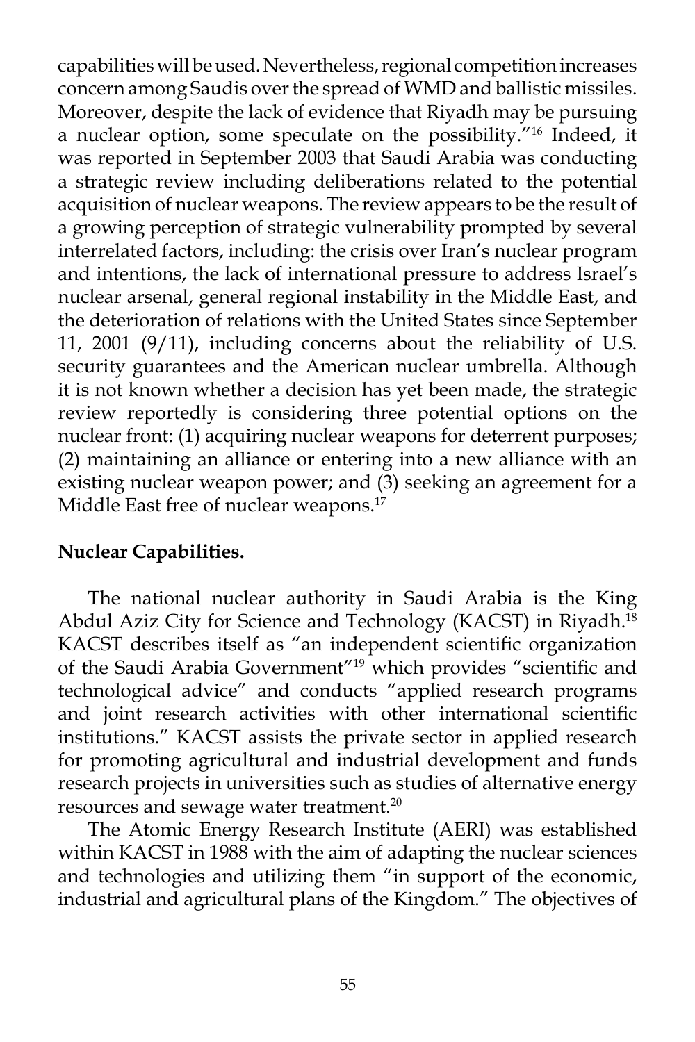capabilities will be used. Nevertheless, regional competition increases concern among Saudis over the spread of WMD and ballistic missiles. Moreover, despite the lack of evidence that Riyadh may be pursuing a nuclear option, some speculate on the possibility."[16] Indeed, it was reported in September 2003 that Saudi Arabia was conducting a strategic review including deliberations related to the potential acquisition of nuclear weapons. The review appears to be the result of a growing perception of strategic vulnerability prompted by several interrelated factors, including: the crisis over Iran's nuclear program and intentions, the lack of international pressure to address Israel's nuclear arsenal, general regional instability in the Middle East, and the deterioration of relations with the United States since September 11, 2001 (9/11), including concerns about the reliability of U.S. security guarantees and the American nuclear umbrella. Although it is not known whether a decision has yet been made, the strategic review reportedly is considering three potential options on the nuclear front: (1) acquiring nuclear weapons for deterrent purposes; (2) maintaining an alliance or entering into a new alliance with an existing nuclear weapon power; and (3) seeking an agreement for a Middle East free of nuclear weapons.[17]

**Nuclear Capabilities.**

The national nuclear authority in Saudi Arabia is the King Abdul Aziz City for Science and Technology (KACST) in Riyadh.[18] KACST describes itself as "an independent scientific organization of the Saudi Arabia Government"[19] which provides "scientific and technological advice" and conducts "applied research programs and joint research activities with other international scientific institutions." KACST assists the private sector in applied research for promoting agricultural and industrial development and funds research projects in universities such as studies of alternative energy resources and sewage water treatment.[20]

The Atomic Energy Research Institute (AERI) was established within KACST in 1988 with the aim of adapting the nuclear sciences and technologies and utilizing them "in support of the economic, industrial and agricultural plans of the Kingdom." The objectives of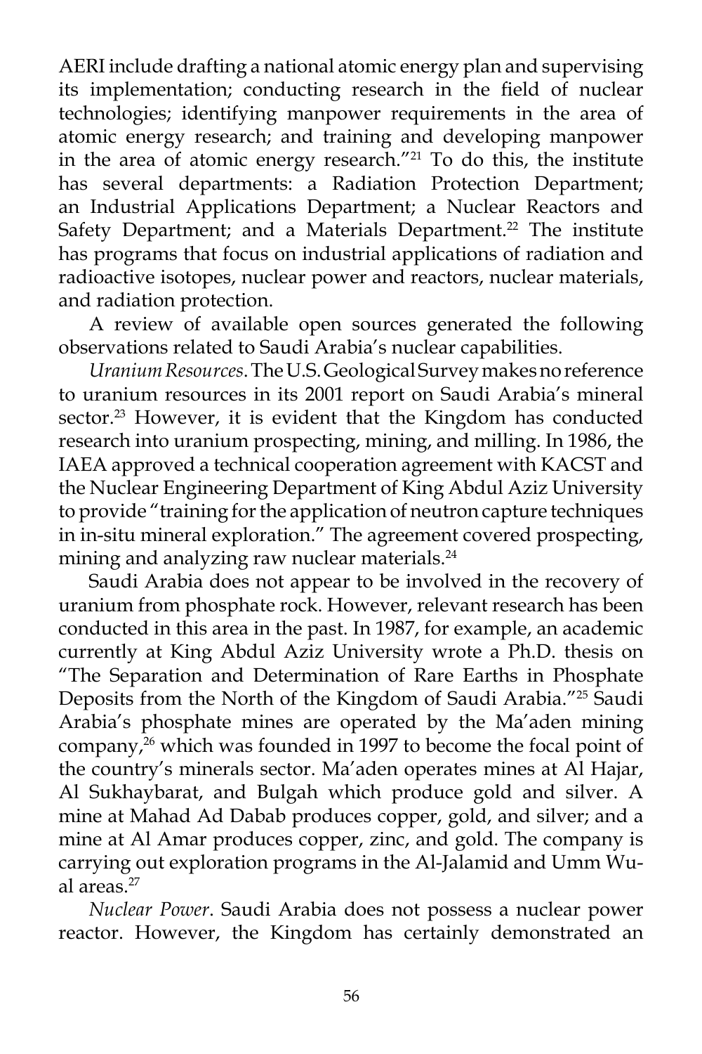AERI include drafting a national atomic energy plan and supervising its implementation; conducting research in the field of nuclear technologies; identifying manpower requirements in the area of atomic energy research; and training and developing manpower in the area of atomic energy research."[21] To do this, the institute has several departments: a Radiation Protection Department; an Industrial Applications Department; a Nuclear Reactors and Safety Department; and a Materials Department.[22] The institute has programs that focus on industrial applications of radiation and radioactive isotopes, nuclear power and reactors, nuclear materials, and radiation protection.

A review of available open sources generated the following observations related to Saudi Arabia's nuclear capabilities.

*Uranium Resources*. The U.S. Geological Survey makes no reference to uranium resources in its 2001 report on Saudi Arabia's mineral sector.[23] However, it is evident that the Kingdom has conducted research into uranium prospecting, mining, and milling. In 1986, the IAEA approved a technical cooperation agreement with KACST and the Nuclear Engineering Department of King Abdul Aziz University to provide "training for the application of neutron capture techniques in in-situ mineral exploration." The agreement covered prospecting, mining and analyzing raw nuclear materials.[24]

Saudi Arabia does not appear to be involved in the recovery of uranium from phosphate rock. However, relevant research has been conducted in this area in the past. In 1987, for example, an academic currently at King Abdul Aziz University wrote a Ph.D. thesis on "The Separation and Determination of Rare Earths in Phosphate Deposits from the North of the Kingdom of Saudi Arabia."[25] Saudi Arabia's phosphate mines are operated by the Ma'aden mining company,[26] which was founded in 1997 to become the focal point of the country's minerals sector. Ma'aden operates mines at Al Hajar, Al Sukhaybarat, and Bulgah which produce gold and silver. A mine at Mahad Ad Dabab produces copper, gold, and silver; and a mine at Al Amar produces copper, zinc, and gold. The company is carrying out exploration programs in the Al-Jalamid and Umm Wu-al areas.[27]

*Nuclear Power*. Saudi Arabia does not possess a nuclear power reactor. However, the Kingdom has certainly demonstrated an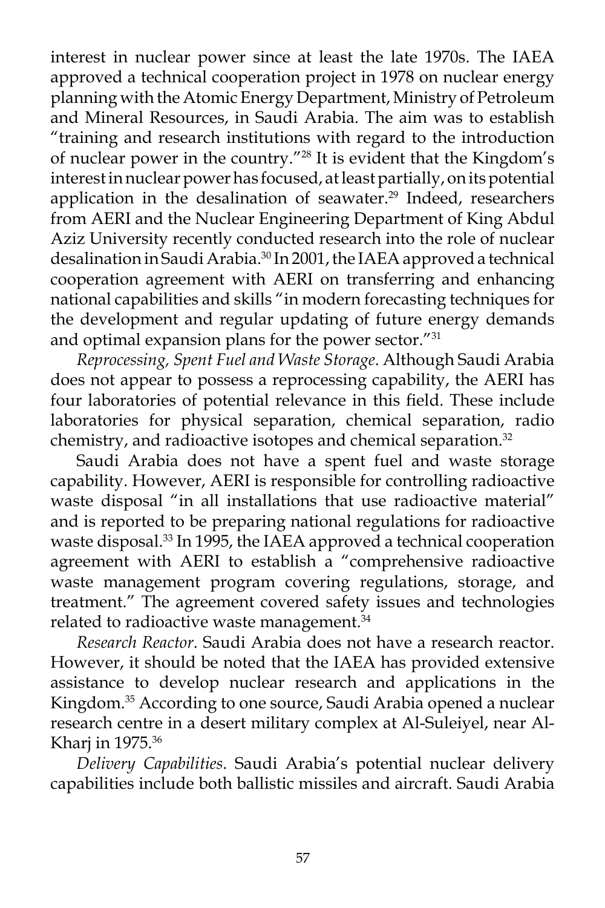interest in nuclear power since at least the late 1970s. The IAEA approved a technical cooperation project in 1978 on nuclear energy planning with the Atomic Energy Department, Ministry of Petroleum and Mineral Resources, in Saudi Arabia. The aim was to establish "training and research institutions with regard to the introduction of nuclear power in the country."[28] It is evident that the Kingdom's interest in nuclear power has focused, at least partially, on its potential application in the desalination of seawater.[29] Indeed, researchers from AERI and the Nuclear Engineering Department of King Abdul Aziz University recently conducted research into the role of nuclear desalination in Saudi Arabia.[30] In 2001, the IAEA approved a technical cooperation agreement with AERI on transferring and enhancing national capabilities and skills "in modern forecasting techniques for the development and regular updating of future energy demands and optimal expansion plans for the power sector."[31]

*Reprocessing, Spent Fuel and Waste Storage*. Although Saudi Arabia does not appear to possess a reprocessing capability, the AERI has four laboratories of potential relevance in this field. These include laboratories for physical separation, chemical separation, radio chemistry, and radioactive isotopes and chemical separation.[32]

Saudi Arabia does not have a spent fuel and waste storage capability. However, AERI is responsible for controlling radioactive waste disposal "in all installations that use radioactive material" and is reported to be preparing national regulations for radioactive waste disposal.[33] In 1995, the IAEA approved a technical cooperation agreement with AERI to establish a "comprehensive radioactive waste management program covering regulations, storage, and treatment." The agreement covered safety issues and technologies related to radioactive waste management.[34]

*Research Reactor*. Saudi Arabia does not have a research reactor. However, it should be noted that the IAEA has provided extensive assistance to develop nuclear research and applications in the Kingdom.[35] According to one source, Saudi Arabia opened a nuclear research centre in a desert military complex at Al-Suleiyel, near Al-Kharj in 1975.[36]

*Delivery Capabilities*. Saudi Arabia's potential nuclear delivery capabilities include both ballistic missiles and aircraft. Saudi Arabia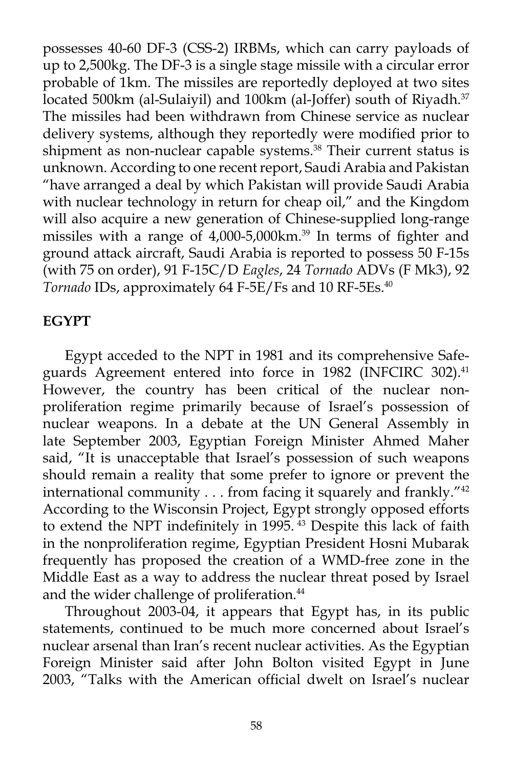possesses 40-60 DF-3 (CSS-2) IRBMs, which can carry payloads of up to 2,500kg. The DF-3 is a single stage missile with a circular error probable of 1km. The missiles are reportedly deployed at two sites located 500km (al-Sulaiyil) and 100km (al-Joffer) south of Riyadh.[37] The missiles had been withdrawn from Chinese service as nuclear delivery systems, although they reportedly were modified prior to shipment as non-nuclear capable systems.[38] Their current status is unknown. According to one recent report, Saudi Arabia and Pakistan "have arranged a deal by which Pakistan will provide Saudi Arabia with nuclear technology in return for cheap oil," and the Kingdom will also acquire a new generation of Chinese-supplied long-range missiles with a range of 4,000-5,000km.[39] In terms of fighter and ground attack aircraft, Saudi Arabia is reported to possess 50 F-15s (with 75 on order), 91 F-15C/D *Eagles*, 24 *Tornado* ADVs (F Mk3), 92 *Tornado* IDs, approximately 64 F-5E/Fs and 10 RF-5Es.[40]

**EGYPT**

Egypt acceded to the NPT in 1981 and its comprehensive Safeguards Agreement entered into force in 1982 (INFCIRC 302).[41] However, the country has been critical of the nuclear nonproliferation regime primarily because of Israel's possession of nuclear weapons. In a debate at the UN General Assembly in late September 2003, Egyptian Foreign Minister Ahmed Maher said, "It is unacceptable that Israel's possession of such weapons should remain a reality that some prefer to ignore or prevent the international community . . . from facing it squarely and frankly."[42] According to the Wisconsin Project, Egypt strongly opposed efforts to extend the NPT indefinitely in 1995.[43] Despite this lack of faith in the nonproliferation regime, Egyptian President Hosni Mubarak frequently has proposed the creation of a WMD-free zone in the Middle East as a way to address the nuclear threat posed by Israel and the wider challenge of proliferation.[44]

Throughout 2003-04, it appears that Egypt has, in its public statements, continued to be much more concerned about Israel's nuclear arsenal than Iran's recent nuclear activities. As the Egyptian Foreign Minister said after John Bolton visited Egypt in June 2003, "Talks with the American official dwelt on Israel's nuclear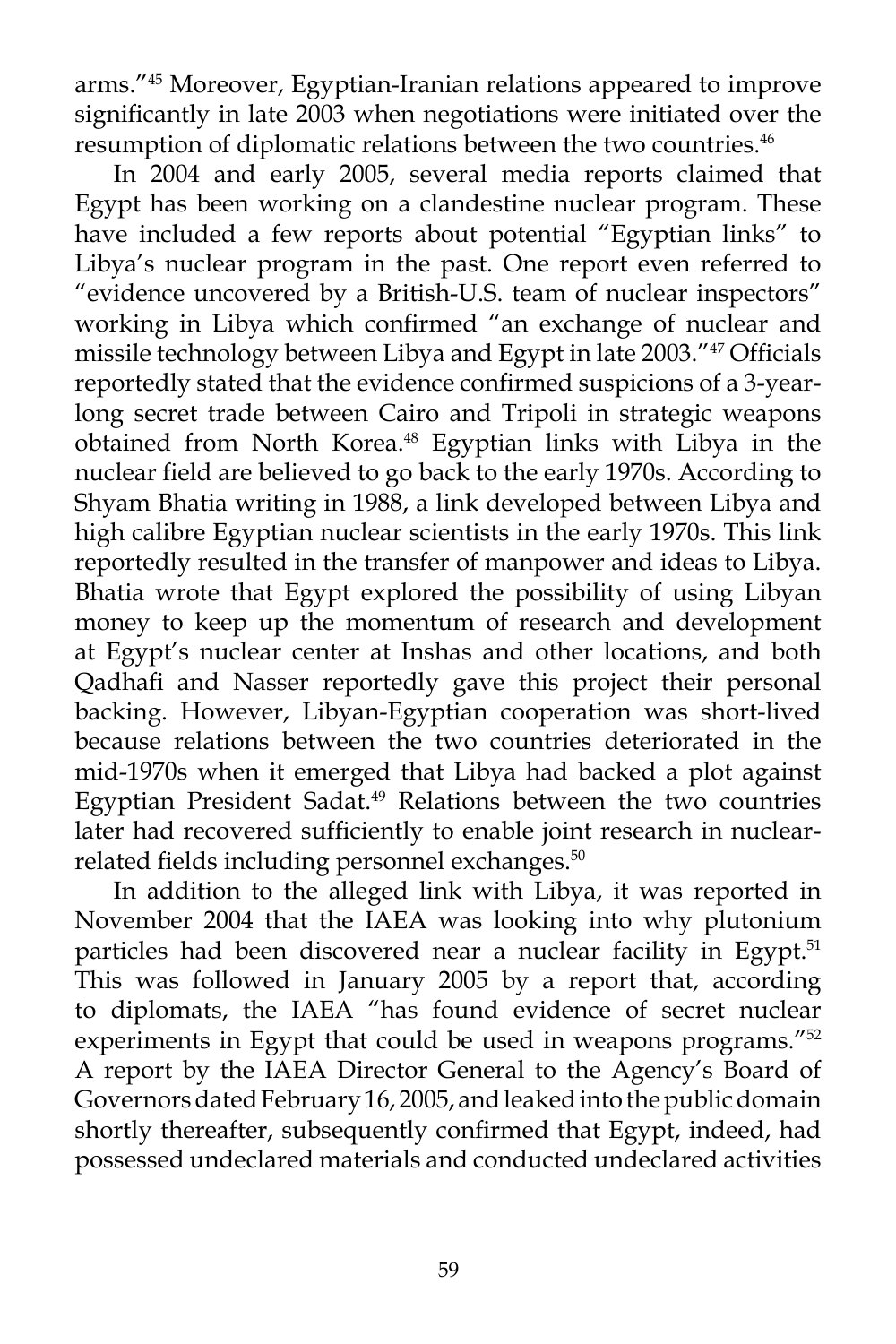arms."[45] Moreover, Egyptian-Iranian relations appeared to improve significantly in late 2003 when negotiations were initiated over the resumption of diplomatic relations between the two countries.[46]

In 2004 and early 2005, several media reports claimed that Egypt has been working on a clandestine nuclear program. These have included a few reports about potential "Egyptian links" to Libya's nuclear program in the past. One report even referred to "evidence uncovered by a British-U.S. team of nuclear inspectors" working in Libya which confirmed "an exchange of nuclear and missile technology between Libya and Egypt in late 2003."[47] Officials reportedly stated that the evidence confirmed suspicions of a 3-year-long secret trade between Cairo and Tripoli in strategic weapons obtained from North Korea.[48] Egyptian links with Libya in the nuclear field are believed to go back to the early 1970s. According to Shyam Bhatia writing in 1988, a link developed between Libya and high calibre Egyptian nuclear scientists in the early 1970s. This link reportedly resulted in the transfer of manpower and ideas to Libya. Bhatia wrote that Egypt explored the possibility of using Libyan money to keep up the momentum of research and development at Egypt's nuclear center at Inshas and other locations, and both Qadhafi and Nasser reportedly gave this project their personal backing. However, Libyan-Egyptian cooperation was short-lived because relations between the two countries deteriorated in the mid-1970s when it emerged that Libya had backed a plot against Egyptian President Sadat.[49] Relations between the two countries later had recovered sufficiently to enable joint research in nuclear-related fields including personnel exchanges.[50]

In addition to the alleged link with Libya, it was reported in November 2004 that the IAEA was looking into why plutonium particles had been discovered near a nuclear facility in Egypt.[51] This was followed in January 2005 by a report that, according to diplomats, the IAEA "has found evidence of secret nuclear experiments in Egypt that could be used in weapons programs."[52] A report by the IAEA Director General to the Agency's Board of Governors dated February 16, 2005, and leaked into the public domain shortly thereafter, subsequently confirmed that Egypt, indeed, had possessed undeclared materials and conducted undeclared activities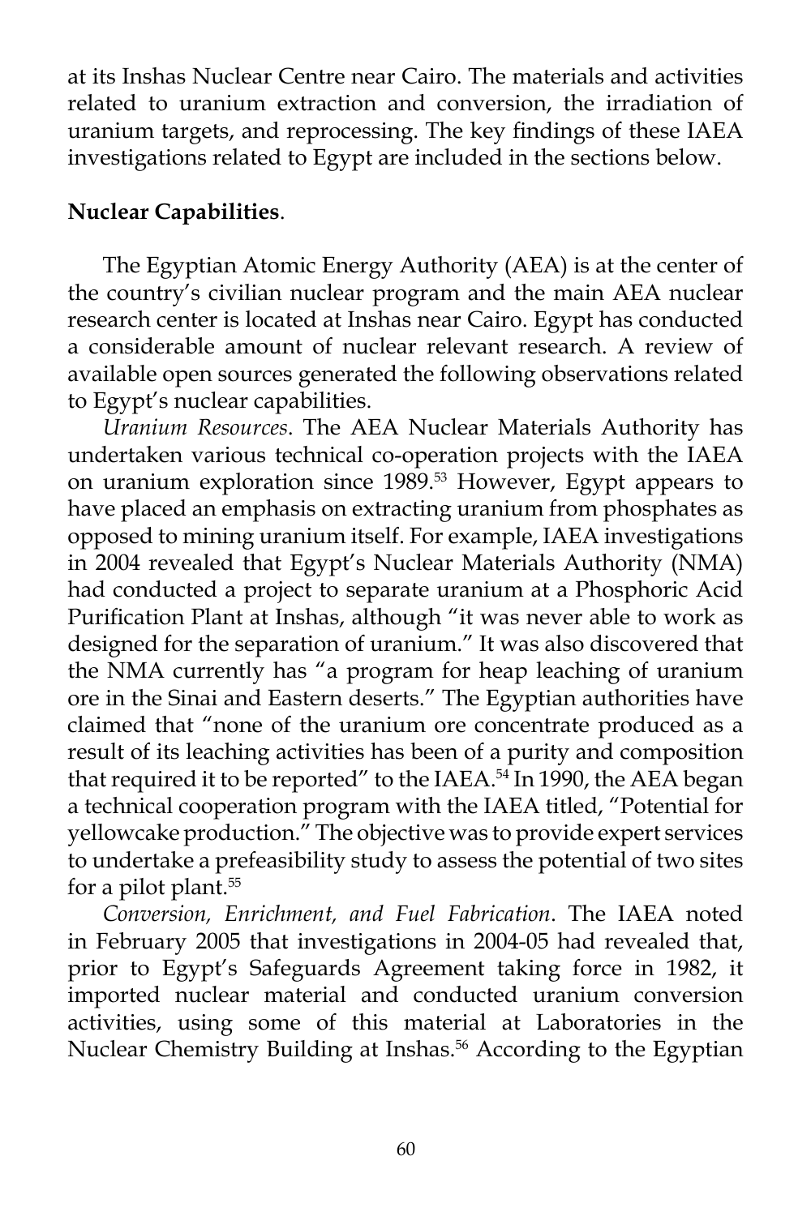at its Inshas Nuclear Centre near Cairo. The materials and activities related to uranium extraction and conversion, the irradiation of uranium targets, and reprocessing. The key findings of these IAEA investigations related to Egypt are included in the sections below.

**Nuclear Capabilities**.

The Egyptian Atomic Energy Authority (AEA) is at the center of the country's civilian nuclear program and the main AEA nuclear research center is located at Inshas near Cairo. Egypt has conducted a considerable amount of nuclear relevant research. A review of available open sources generated the following observations related to Egypt's nuclear capabilities.

*Uranium Resources*. The AEA Nuclear Materials Authority has undertaken various technical co-operation projects with the IAEA on uranium exploration since 1989.[53] However, Egypt appears to have placed an emphasis on extracting uranium from phosphates as opposed to mining uranium itself. For example, IAEA investigations in 2004 revealed that Egypt's Nuclear Materials Authority (NMA) had conducted a project to separate uranium at a Phosphoric Acid Purification Plant at Inshas, although "it was never able to work as designed for the separation of uranium." It was also discovered that the NMA currently has "a program for heap leaching of uranium ore in the Sinai and Eastern deserts." The Egyptian authorities have claimed that "none of the uranium ore concentrate produced as a result of its leaching activities has been of a purity and composition that required it to be reported" to the IAEA.[54] In 1990, the AEA began a technical cooperation program with the IAEA titled, "Potential for yellowcake production." The objective was to provide expert services to undertake a prefeasibility study to assess the potential of two sites for a pilot plant.[55]

*Conversion, Enrichment, and Fuel Fabrication*. The IAEA noted in February 2005 that investigations in 2004-05 had revealed that, prior to Egypt's Safeguards Agreement taking force in 1982, it imported nuclear material and conducted uranium conversion activities, using some of this material at Laboratories in the Nuclear Chemistry Building at Inshas.[56] According to the Egyptian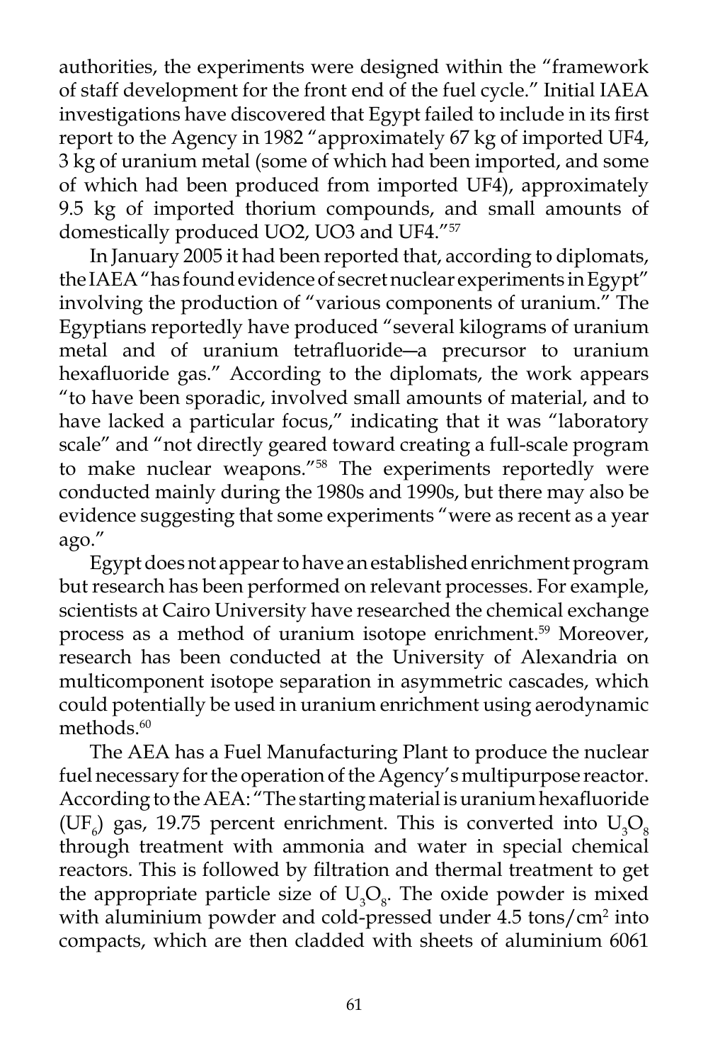authorities, the experiments were designed within the "framework of staff development for the front end of the fuel cycle." Initial IAEA investigations have discovered that Egypt failed to include in its first report to the Agency in 1982 "approximately 67 kg of imported UF4, 3 kg of uranium metal (some of which had been imported, and some of which had been produced from imported UF4), approximately 9.5 kg of imported thorium compounds, and small amounts of domestically produced UO2, UO3 and UF4."[57]

In January 2005 it had been reported that, according to diplomats, the IAEA "has found evidence of secret nuclear experiments in Egypt" involving the production of "various components of uranium." The Egyptians reportedly have produced "several kilograms of uranium metal and of uranium tetrafluoride—a precursor to uranium hexafluoride gas." According to the diplomats, the work appears "to have been sporadic, involved small amounts of material, and to have lacked a particular focus," indicating that it was "laboratory scale" and "not directly geared toward creating a full-scale program to make nuclear weapons."[58] The experiments reportedly were conducted mainly during the 1980s and 1990s, but there may also be evidence suggesting that some experiments "were as recent as a year ago."

Egypt does not appear to have an established enrichment program but research has been performed on relevant processes. For example, scientists at Cairo University have researched the chemical exchange process as a method of uranium isotope enrichment.[59] Moreover, research has been conducted at the University of Alexandria on multicomponent isotope separation in asymmetric cascades, which could potentially be used in uranium enrichment using aerodynamic methods.[60]

The AEA has a Fuel Manufacturing Plant to produce the nuclear fuel necessary for the operation of the Agency's multipurpose reactor. According to the AEA: "The starting material is uranium hexafluoride ($UF_6$) gas, 19.75 percent enrichment. This is converted into $U_3O_8$ through treatment with ammonia and water in special chemical reactors. This is followed by filtration and thermal treatment to get the appropriate particle size of $U_3O_8$. The oxide powder is mixed with aluminium powder and cold-pressed under 4.5 tons/cm$^2$ into compacts, which are then cladded with sheets of aluminium 6061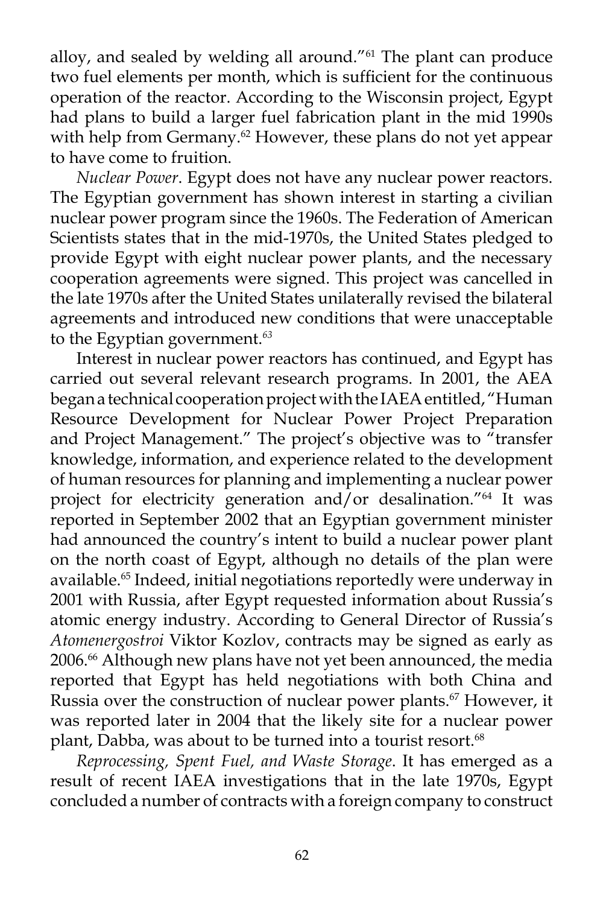alloy, and sealed by welding all around."[61] The plant can produce two fuel elements per month, which is sufficient for the continuous operation of the reactor. According to the Wisconsin project, Egypt had plans to build a larger fuel fabrication plant in the mid 1990s with help from Germany.[62] However, these plans do not yet appear to have come to fruition.

*Nuclear Power*. Egypt does not have any nuclear power reactors. The Egyptian government has shown interest in starting a civilian nuclear power program since the 1960s. The Federation of American Scientists states that in the mid-1970s, the United States pledged to provide Egypt with eight nuclear power plants, and the necessary cooperation agreements were signed. This project was cancelled in the late 1970s after the United States unilaterally revised the bilateral agreements and introduced new conditions that were unacceptable to the Egyptian government.[63]

Interest in nuclear power reactors has continued, and Egypt has carried out several relevant research programs. In 2001, the AEA began a technical cooperation project with the IAEA entitled, "Human Resource Development for Nuclear Power Project Preparation and Project Management." The project's objective was to "transfer knowledge, information, and experience related to the development of human resources for planning and implementing a nuclear power project for electricity generation and/or desalination."[64] It was reported in September 2002 that an Egyptian government minister had announced the country's intent to build a nuclear power plant on the north coast of Egypt, although no details of the plan were available.[65] Indeed, initial negotiations reportedly were underway in 2001 with Russia, after Egypt requested information about Russia's atomic energy industry. According to General Director of Russia's *Atomenergostroi* Viktor Kozlov, contracts may be signed as early as 2006.[66] Although new plans have not yet been announced, the media reported that Egypt has held negotiations with both China and Russia over the construction of nuclear power plants.[67] However, it was reported later in 2004 that the likely site for a nuclear power plant, Dabba, was about to be turned into a tourist resort.[68]

*Reprocessing, Spent Fuel, and Waste Storage*. It has emerged as a result of recent IAEA investigations that in the late 1970s, Egypt concluded a number of contracts with a foreign company to construct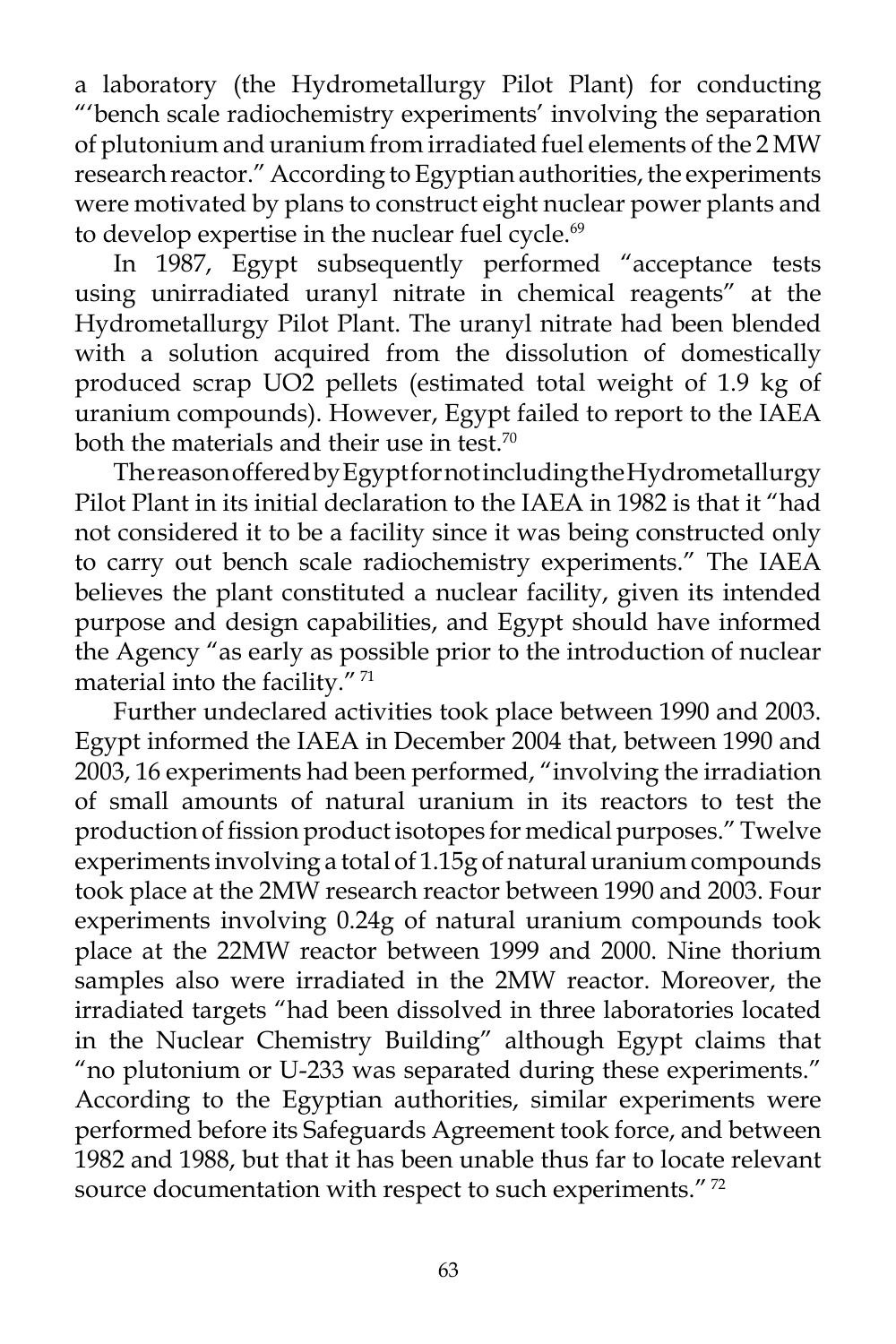a laboratory (the Hydrometallurgy Pilot Plant) for conducting "'bench scale radiochemistry experiments' involving the separation of plutonium and uranium from irradiated fuel elements of the 2 MW research reactor." According to Egyptian authorities, the experiments were motivated by plans to construct eight nuclear power plants and to develop expertise in the nuclear fuel cycle.[69]

In 1987, Egypt subsequently performed "acceptance tests using unirradiated uranyl nitrate in chemical reagents" at the Hydrometallurgy Pilot Plant. The uranyl nitrate had been blended with a solution acquired from the dissolution of domestically produced scrap $UO_2$ pellets (estimated total weight of 1.9 kg of uranium compounds). However, Egypt failed to report to the IAEA both the materials and their use in test.[70]

The reason offered by Egypt for not including the Hydrometallurgy Pilot Plant in its initial declaration to the IAEA in 1982 is that it "had not considered it to be a facility since it was being constructed only to carry out bench scale radiochemistry experiments." The IAEA believes the plant constituted a nuclear facility, given its intended purpose and design capabilities, and Egypt should have informed the Agency "as early as possible prior to the introduction of nuclear material into the facility."[71]

Further undeclared activities took place between 1990 and 2003. Egypt informed the IAEA in December 2004 that, between 1990 and 2003, 16 experiments had been performed, "involving the irradiation of small amounts of natural uranium in its reactors to test the production of fission product isotopes for medical purposes." Twelve experiments involving a total of 1.15g of natural uranium compounds took place at the 2MW research reactor between 1990 and 2003. Four experiments involving 0.24g of natural uranium compounds took place at the 22MW reactor between 1999 and 2000. Nine thorium samples also were irradiated in the 2MW reactor. Moreover, the irradiated targets "had been dissolved in three laboratories located in the Nuclear Chemistry Building" although Egypt claims that "no plutonium or U-233 was separated during these experiments." According to the Egyptian authorities, similar experiments were performed before its Safeguards Agreement took force, and between 1982 and 1988, but that it has been unable thus far to locate relevant source documentation with respect to such experiments."[72]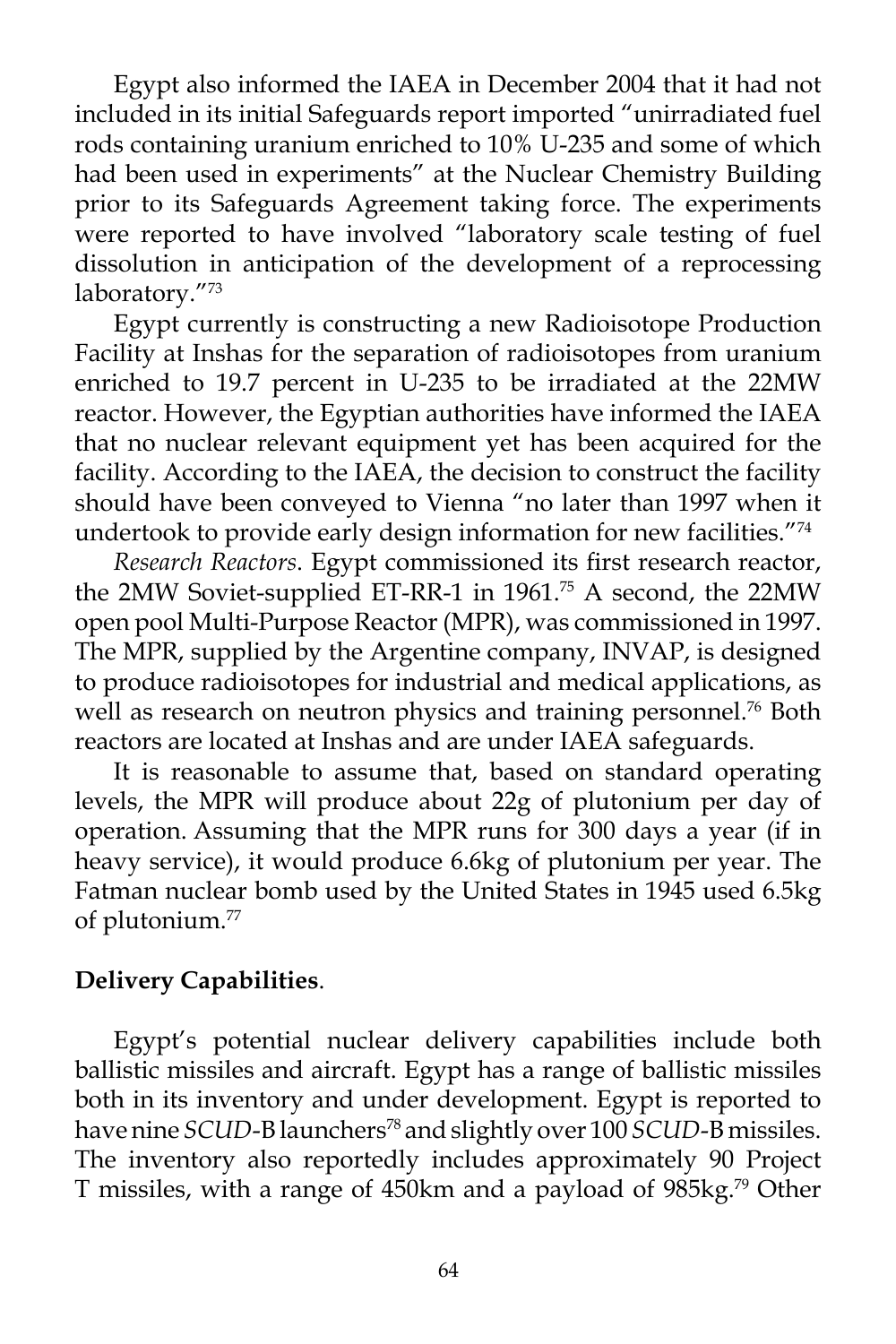Egypt also informed the IAEA in December 2004 that it had not included in its initial Safeguards report imported "unirradiated fuel rods containing uranium enriched to 10% U-235 and some of which had been used in experiments" at the Nuclear Chemistry Building prior to its Safeguards Agreement taking force. The experiments were reported to have involved "laboratory scale testing of fuel dissolution in anticipation of the development of a reprocessing laboratory."[73]

Egypt currently is constructing a new Radioisotope Production Facility at Inshas for the separation of radioisotopes from uranium enriched to 19.7 percent in U-235 to be irradiated at the 22MW reactor. However, the Egyptian authorities have informed the IAEA that no nuclear relevant equipment yet has been acquired for the facility. According to the IAEA, the decision to construct the facility should have been conveyed to Vienna "no later than 1997 when it undertook to provide early design information for new facilities."[74]

*Research Reactors*. Egypt commissioned its first research reactor, the 2MW Soviet-supplied ET-RR-1 in 1961.[75] A second, the 22MW open pool Multi-Purpose Reactor (MPR), was commissioned in 1997. The MPR, supplied by the Argentine company, INVAP, is designed to produce radioisotopes for industrial and medical applications, as well as research on neutron physics and training personnel.[76] Both reactors are located at Inshas and are under IAEA safeguards.

It is reasonable to assume that, based on standard operating levels, the MPR will produce about 22g of plutonium per day of operation. Assuming that the MPR runs for 300 days a year (if in heavy service), it would produce 6.6kg of plutonium per year. The Fatman nuclear bomb used by the United States in 1945 used 6.5kg of plutonium.[77]

**Delivery Capabilities**.

Egypt's potential nuclear delivery capabilities include both ballistic missiles and aircraft. Egypt has a range of ballistic missiles both in its inventory and under development. Egypt is reported to have nine *SCUD*-B launchers[78] and slightly over 100 *SCUD*-B missiles. The inventory also reportedly includes approximately 90 Project T missiles, with a range of 450km and a payload of 985kg.[79] Other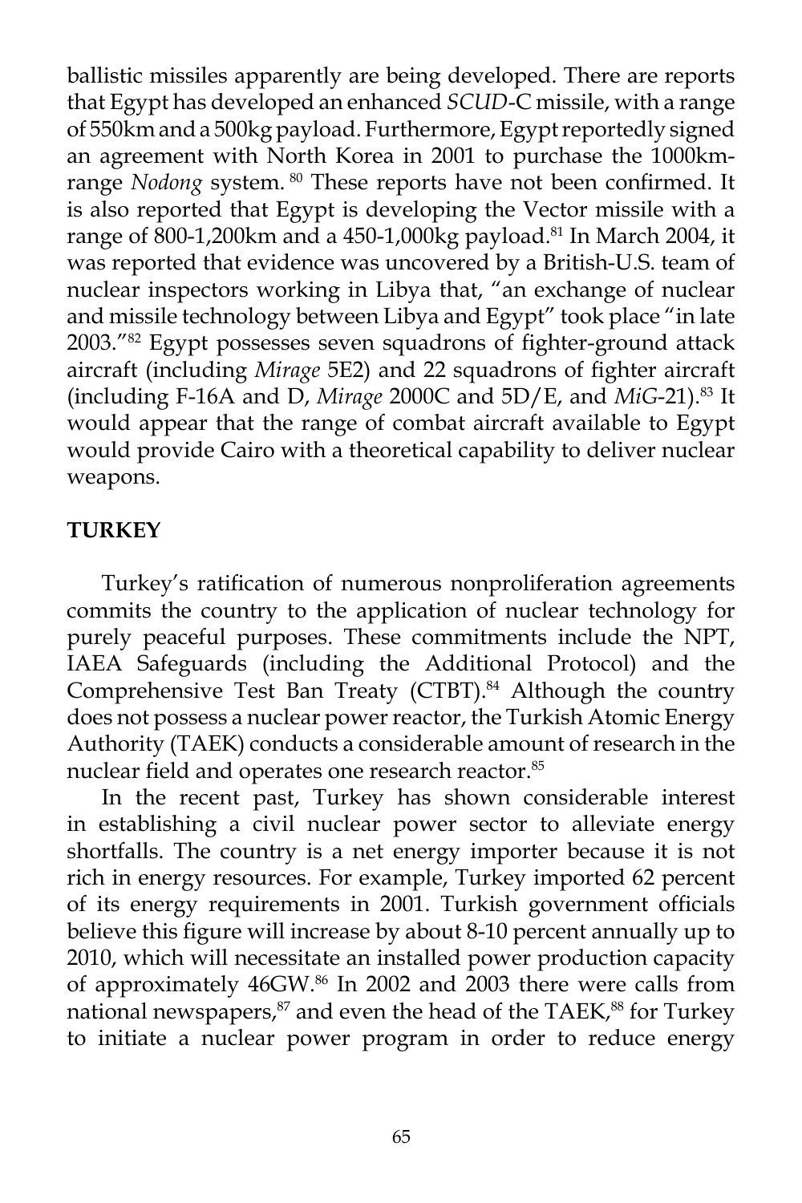ballistic missiles apparently are being developed. There are reports that Egypt has developed an enhanced *SCUD*-C missile, with a range of 550km and a 500kg payload. Furthermore, Egypt reportedly signed an agreement with North Korea in 2001 to purchase the 1000km-range *Nodong* system. [80] These reports have not been confirmed. It is also reported that Egypt is developing the Vector missile with a range of 800-1,200km and a 450-1,000kg payload.[81] In March 2004, it was reported that evidence was uncovered by a British-U.S. team of nuclear inspectors working in Libya that, "an exchange of nuclear and missile technology between Libya and Egypt" took place "in late 2003."[82] Egypt possesses seven squadrons of fighter-ground attack aircraft (including *Mirage* 5E2) and 22 squadrons of fighter aircraft (including F-16A and D, *Mirage* 2000C and 5D/E, and *MiG*-21).[83] It would appear that the range of combat aircraft available to Egypt would provide Cairo with a theoretical capability to deliver nuclear weapons.

## TURKEY

Turkey's ratification of numerous nonproliferation agreements commits the country to the application of nuclear technology for purely peaceful purposes. These commitments include the NPT, IAEA Safeguards (including the Additional Protocol) and the Comprehensive Test Ban Treaty (CTBT).[84] Although the country does not possess a nuclear power reactor, the Turkish Atomic Energy Authority (TAEK) conducts a considerable amount of research in the nuclear field and operates one research reactor.[85]

In the recent past, Turkey has shown considerable interest in establishing a civil nuclear power sector to alleviate energy shortfalls. The country is a net energy importer because it is not rich in energy resources. For example, Turkey imported 62 percent of its energy requirements in 2001. Turkish government officials believe this figure will increase by about 8-10 percent annually up to 2010, which will necessitate an installed power production capacity of approximately 46GW.[86] In 2002 and 2003 there were calls from national newspapers,[87] and even the head of the TAEK,[88] for Turkey to initiate a nuclear power program in order to reduce energy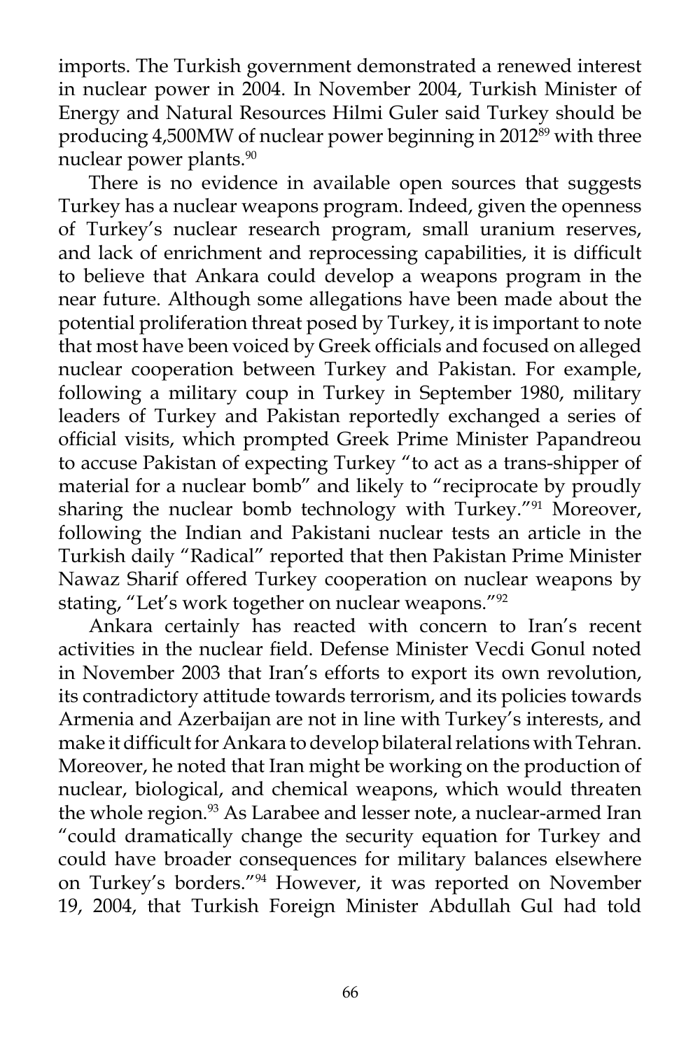imports. The Turkish government demonstrated a renewed interest in nuclear power in 2004. In November 2004, Turkish Minister of Energy and Natural Resources Hilmi Guler said Turkey should be producing 4,500MW of nuclear power beginning in 2012[89] with three nuclear power plants.[90]

There is no evidence in available open sources that suggests Turkey has a nuclear weapons program. Indeed, given the openness of Turkey's nuclear research program, small uranium reserves, and lack of enrichment and reprocessing capabilities, it is difficult to believe that Ankara could develop a weapons program in the near future. Although some allegations have been made about the potential proliferation threat posed by Turkey, it is important to note that most have been voiced by Greek officials and focused on alleged nuclear cooperation between Turkey and Pakistan. For example, following a military coup in Turkey in September 1980, military leaders of Turkey and Pakistan reportedly exchanged a series of official visits, which prompted Greek Prime Minister Papandreou to accuse Pakistan of expecting Turkey "to act as a trans-shipper of material for a nuclear bomb" and likely to "reciprocate by proudly sharing the nuclear bomb technology with Turkey."[91] Moreover, following the Indian and Pakistani nuclear tests an article in the Turkish daily "Radical" reported that then Pakistan Prime Minister Nawaz Sharif offered Turkey cooperation on nuclear weapons by stating, "Let's work together on nuclear weapons."[92]

Ankara certainly has reacted with concern to Iran's recent activities in the nuclear field. Defense Minister Vecdi Gonul noted in November 2003 that Iran's efforts to export its own revolution, its contradictory attitude towards terrorism, and its policies towards Armenia and Azerbaijan are not in line with Turkey's interests, and make it difficult for Ankara to develop bilateral relations with Tehran. Moreover, he noted that Iran might be working on the production of nuclear, biological, and chemical weapons, which would threaten the whole region.[93] As Larabee and lesser note, a nuclear-armed Iran "could dramatically change the security equation for Turkey and could have broader consequences for military balances elsewhere on Turkey's borders."[94] However, it was reported on November 19, 2004, that Turkish Foreign Minister Abdullah Gul had told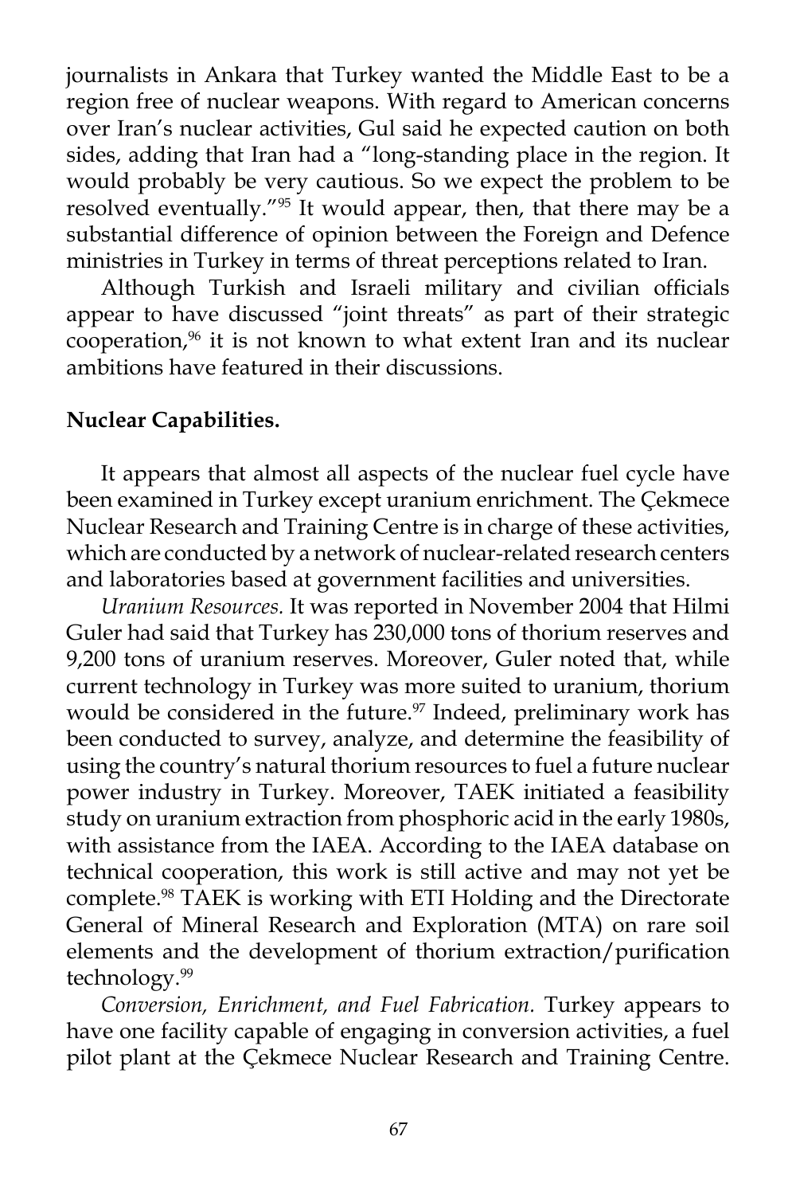journalists in Ankara that Turkey wanted the Middle East to be a region free of nuclear weapons. With regard to American concerns over Iran's nuclear activities, Gul said he expected caution on both sides, adding that Iran had a "long-standing place in the region. It would probably be very cautious. So we expect the problem to be resolved eventually."[95] It would appear, then, that there may be a substantial difference of opinion between the Foreign and Defence ministries in Turkey in terms of threat perceptions related to Iran.

Although Turkish and Israeli military and civilian officials appear to have discussed "joint threats" as part of their strategic cooperation,[96] it is not known to what extent Iran and its nuclear ambitions have featured in their discussions.

**Nuclear Capabilities.**

It appears that almost all aspects of the nuclear fuel cycle have been examined in Turkey except uranium enrichment. The Çekmece Nuclear Research and Training Centre is in charge of these activities, which are conducted by a network of nuclear-related research centers and laboratories based at government facilities and universities.

*Uranium Resources.* It was reported in November 2004 that Hilmi Guler had said that Turkey has 230,000 tons of thorium reserves and 9,200 tons of uranium reserves. Moreover, Guler noted that, while current technology in Turkey was more suited to uranium, thorium would be considered in the future.[97] Indeed, preliminary work has been conducted to survey, analyze, and determine the feasibility of using the country's natural thorium resources to fuel a future nuclear power industry in Turkey. Moreover, TAEK initiated a feasibility study on uranium extraction from phosphoric acid in the early 1980s, with assistance from the IAEA. According to the IAEA database on technical cooperation, this work is still active and may not yet be complete.[98] TAEK is working with ETI Holding and the Directorate General of Mineral Research and Exploration (MTA) on rare soil elements and the development of thorium extraction/purification technology.[99]

*Conversion, Enrichment, and Fuel Fabrication.* Turkey appears to have one facility capable of engaging in conversion activities, a fuel pilot plant at the Çekmece Nuclear Research and Training Centre.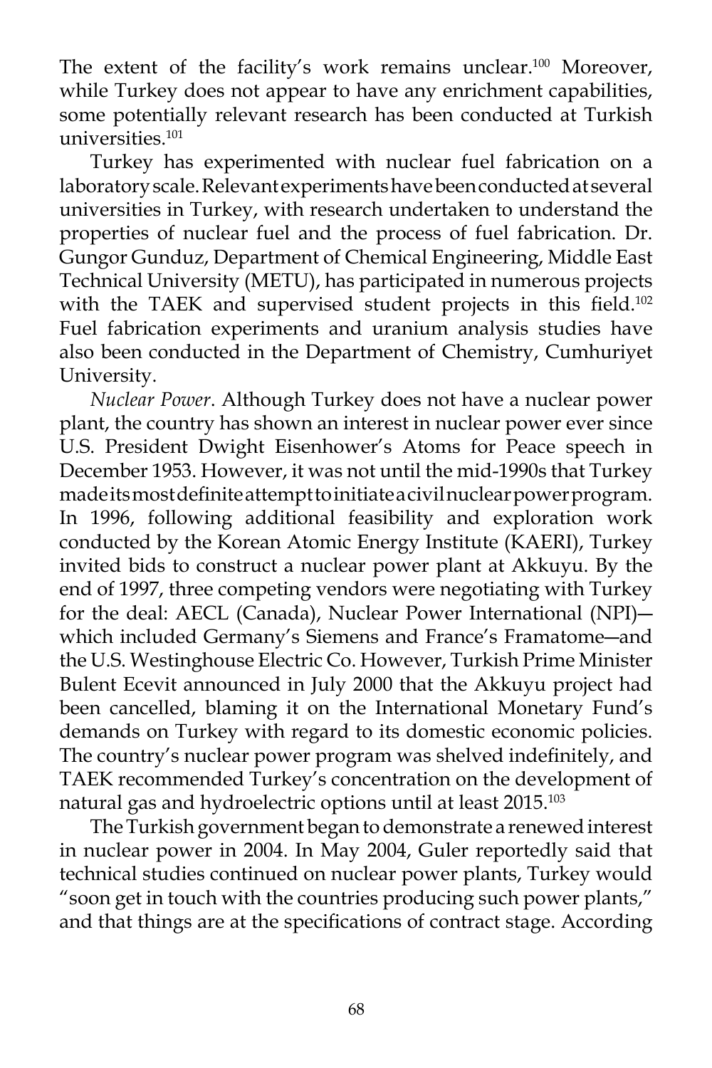The extent of the facility's work remains unclear.[100] Moreover, while Turkey does not appear to have any enrichment capabilities, some potentially relevant research has been conducted at Turkish universities.[101]

Turkey has experimented with nuclear fuel fabrication on a laboratory scale. Relevant experiments have been conducted at several universities in Turkey, with research undertaken to understand the properties of nuclear fuel and the process of fuel fabrication. Dr. Gungor Gunduz, Department of Chemical Engineering, Middle East Technical University (METU), has participated in numerous projects with the TAEK and supervised student projects in this field.[102] Fuel fabrication experiments and uranium analysis studies have also been conducted in the Department of Chemistry, Cumhuriyet University.

*Nuclear Power*. Although Turkey does not have a nuclear power plant, the country has shown an interest in nuclear power ever since U.S. President Dwight Eisenhower's Atoms for Peace speech in December 1953. However, it was not until the mid-1990s that Turkey made its most definite attempt to initiate a civil nuclear power program. In 1996, following additional feasibility and exploration work conducted by the Korean Atomic Energy Institute (KAERI), Turkey invited bids to construct a nuclear power plant at Akkuyu. By the end of 1997, three competing vendors were negotiating with Turkey for the deal: AECL (Canada), Nuclear Power International (NPI)—which included Germany's Siemens and France's Framatome—and the U.S. Westinghouse Electric Co. However, Turkish Prime Minister Bulent Ecevit announced in July 2000 that the Akkuyu project had been cancelled, blaming it on the International Monetary Fund's demands on Turkey with regard to its domestic economic policies. The country's nuclear power program was shelved indefinitely, and TAEK recommended Turkey's concentration on the development of natural gas and hydroelectric options until at least 2015.[103]

The Turkish government began to demonstrate a renewed interest in nuclear power in 2004. In May 2004, Guler reportedly said that technical studies continued on nuclear power plants, Turkey would "soon get in touch with the countries producing such power plants," and that things are at the specifications of contract stage. According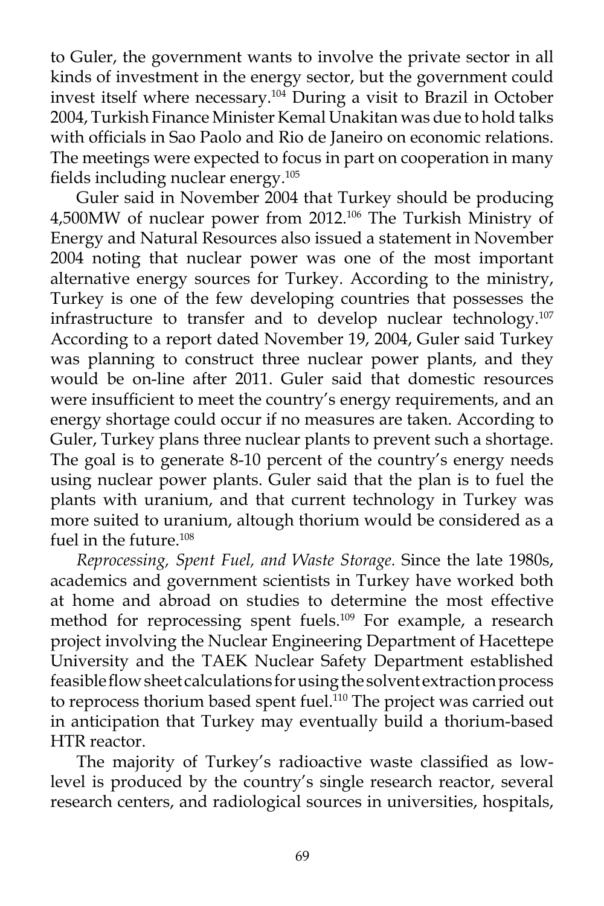to Guler, the government wants to involve the private sector in all kinds of investment in the energy sector, but the government could invest itself where necessary.[104] During a visit to Brazil in October 2004, Turkish Finance Minister Kemal Unakitan was due to hold talks with officials in Sao Paolo and Rio de Janeiro on economic relations. The meetings were expected to focus in part on cooperation in many fields including nuclear energy.[105]

Guler said in November 2004 that Turkey should be producing 4,500MW of nuclear power from 2012.[106] The Turkish Ministry of Energy and Natural Resources also issued a statement in November 2004 noting that nuclear power was one of the most important alternative energy sources for Turkey. According to the ministry, Turkey is one of the few developing countries that possesses the infrastructure to transfer and to develop nuclear technology.[107] According to a report dated November 19, 2004, Guler said Turkey was planning to construct three nuclear power plants, and they would be on-line after 2011. Guler said that domestic resources were insufficient to meet the country's energy requirements, and an energy shortage could occur if no measures are taken. According to Guler, Turkey plans three nuclear plants to prevent such a shortage. The goal is to generate 8-10 percent of the country's energy needs using nuclear power plants. Guler said that the plan is to fuel the plants with uranium, and that current technology in Turkey was more suited to uranium, altough thorium would be considered as a fuel in the future.[108]

*Reprocessing, Spent Fuel, and Waste Storage.* Since the late 1980s, academics and government scientists in Turkey have worked both at home and abroad on studies to determine the most effective method for reprocessing spent fuels.[109] For example, a research project involving the Nuclear Engineering Department of Hacettepe University and the TAEK Nuclear Safety Department established feasible flow sheet calculations for using the solvent extraction process to reprocess thorium based spent fuel.[110] The project was carried out in anticipation that Turkey may eventually build a thorium-based HTR reactor.

The majority of Turkey's radioactive waste classified as low-level is produced by the country's single research reactor, several research centers, and radiological sources in universities, hospitals,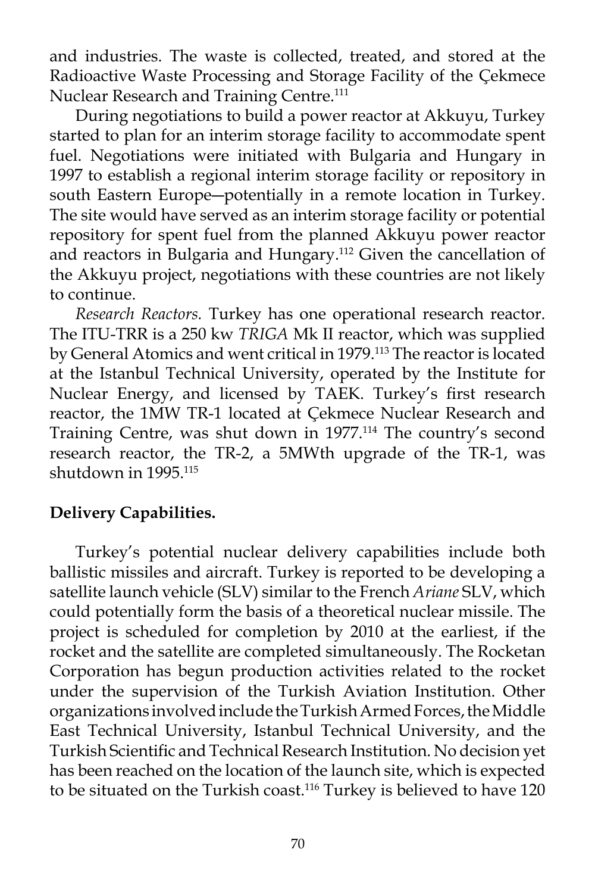and industries. The waste is collected, treated, and stored at the Radioactive Waste Processing and Storage Facility of the Çekmece Nuclear Research and Training Centre.[111]

During negotiations to build a power reactor at Akkuyu, Turkey started to plan for an interim storage facility to accommodate spent fuel. Negotiations were initiated with Bulgaria and Hungary in 1997 to establish a regional interim storage facility or repository in south Eastern Europe—potentially in a remote location in Turkey. The site would have served as an interim storage facility or potential repository for spent fuel from the planned Akkuyu power reactor and reactors in Bulgaria and Hungary.[112] Given the cancellation of the Akkuyu project, negotiations with these countries are not likely to continue.

*Research Reactors.* Turkey has one operational research reactor. The ITU-TRR is a 250 kw *TRIGA* Mk II reactor, which was supplied by General Atomics and went critical in 1979.[113] The reactor is located at the Istanbul Technical University, operated by the Institute for Nuclear Energy, and licensed by TAEK. Turkey's first research reactor, the 1MW TR-1 located at Çekmece Nuclear Research and Training Centre, was shut down in 1977.[114] The country's second research reactor, the TR-2, a 5MWth upgrade of the TR-1, was shutdown in 1995.[115]

**Delivery Capabilities.**

Turkey's potential nuclear delivery capabilities include both ballistic missiles and aircraft. Turkey is reported to be developing a satellite launch vehicle (SLV) similar to the French *Ariane* SLV, which could potentially form the basis of a theoretical nuclear missile. The project is scheduled for completion by 2010 at the earliest, if the rocket and the satellite are completed simultaneously. The Rocketan Corporation has begun production activities related to the rocket under the supervision of the Turkish Aviation Institution. Other organizations involved include the Turkish Armed Forces, the Middle East Technical University, Istanbul Technical University, and the Turkish Scientific and Technical Research Institution. No decision yet has been reached on the location of the launch site, which is expected to be situated on the Turkish coast.[116] Turkey is believed to have 120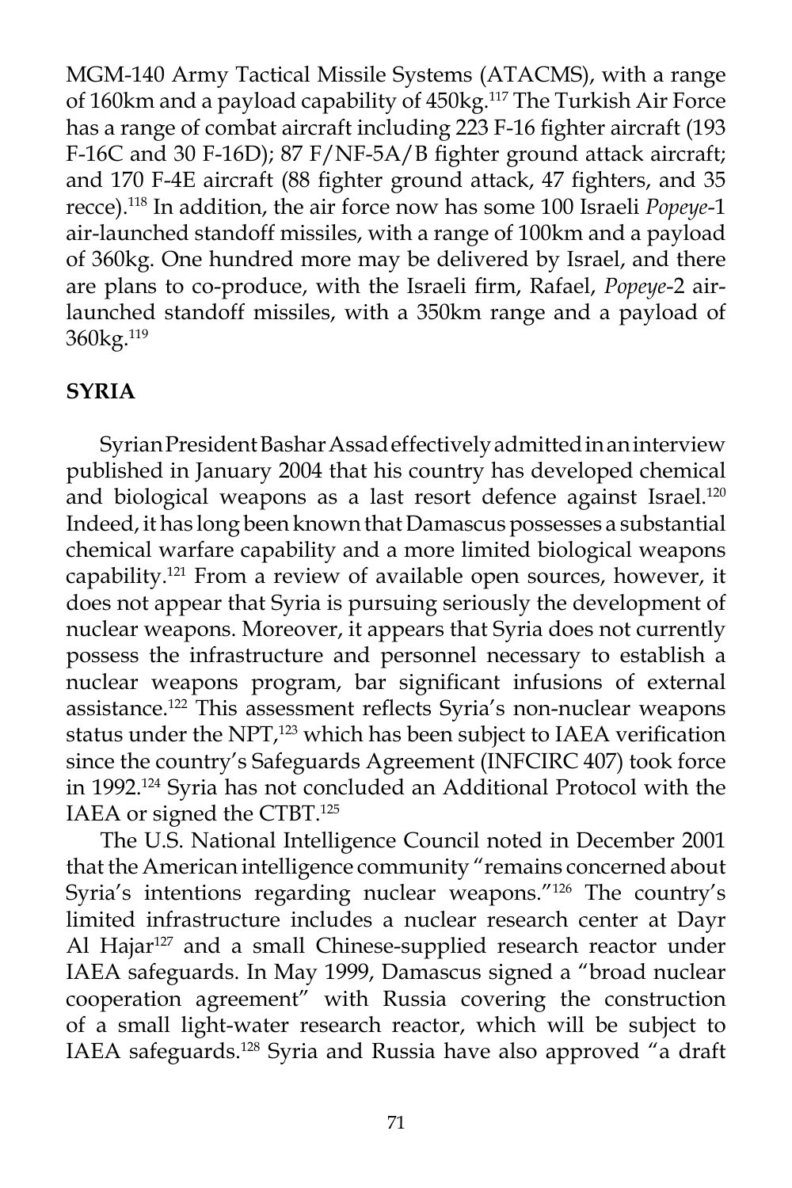MGM-140 Army Tactical Missile Systems (ATACMS), with a range of 160km and a payload capability of 450kg.[117] The Turkish Air Force has a range of combat aircraft including 223 F-16 fighter aircraft (193 F-16C and 30 F-16D); 87 F/NF-5A/B fighter ground attack aircraft; and 170 F-4E aircraft (88 fighter ground attack, 47 fighters, and 35 recce).[118] In addition, the air force now has some 100 Israeli *Popeye*-1 air-launched standoff missiles, with a range of 100km and a payload of 360kg. One hundred more may be delivered by Israel, and there are plans to co-produce, with the Israeli firm, Rafael, *Popeye*-2 air-launched standoff missiles, with a 350km range and a payload of 360kg.[119]

## SYRIA

Syrian President Bashar Assad effectively admitted in an interview published in January 2004 that his country has developed chemical and biological weapons as a last resort defence against Israel.[120] Indeed, it has long been known that Damascus possesses a substantial chemical warfare capability and a more limited biological weapons capability.[121] From a review of available open sources, however, it does not appear that Syria is pursuing seriously the development of nuclear weapons. Moreover, it appears that Syria does not currently possess the infrastructure and personnel necessary to establish a nuclear weapons program, bar significant infusions of external assistance.[122] This assessment reflects Syria's non-nuclear weapons status under the NPT,[123] which has been subject to IAEA verification since the country's Safeguards Agreement (INFCIRC 407) took force in 1992.[124] Syria has not concluded an Additional Protocol with the IAEA or signed the CTBT.[125]

The U.S. National Intelligence Council noted in December 2001 that the American intelligence community "remains concerned about Syria's intentions regarding nuclear weapons."[126] The country's limited infrastructure includes a nuclear research center at Dayr Al Hajar[127] and a small Chinese-supplied research reactor under IAEA safeguards. In May 1999, Damascus signed a "broad nuclear cooperation agreement" with Russia covering the construction of a small light-water research reactor, which will be subject to IAEA safeguards.[128] Syria and Russia have also approved "a draft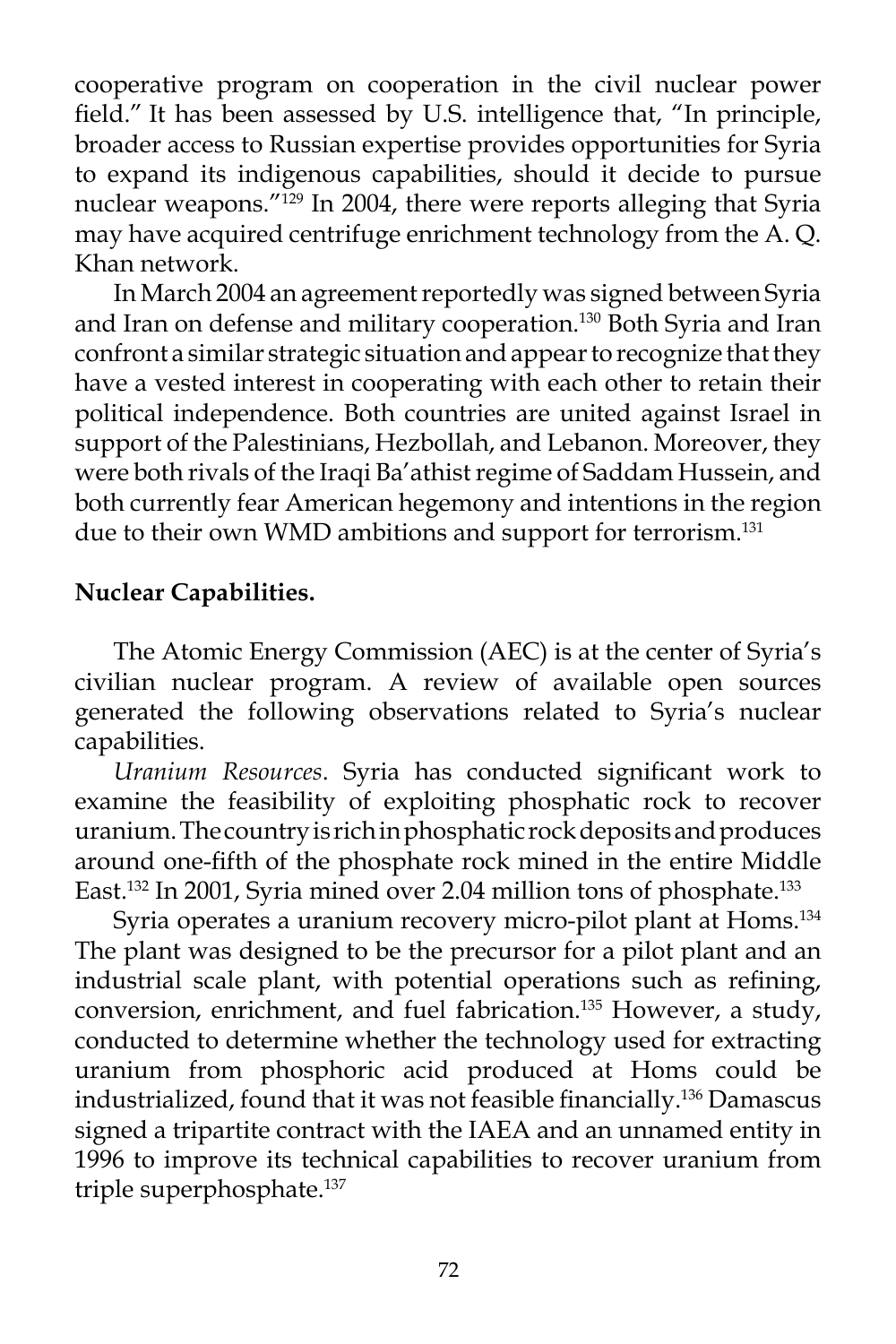cooperative program on cooperation in the civil nuclear power field." It has been assessed by U.S. intelligence that, "In principle, broader access to Russian expertise provides opportunities for Syria to expand its indigenous capabilities, should it decide to pursue nuclear weapons."[129] In 2004, there were reports alleging that Syria may have acquired centrifuge enrichment technology from the A. Q. Khan network.

In March 2004 an agreement reportedly was signed between Syria and Iran on defense and military cooperation.[130] Both Syria and Iran confront a similar strategic situation and appear to recognize that they have a vested interest in cooperating with each other to retain their political independence. Both countries are united against Israel in support of the Palestinians, Hezbollah, and Lebanon. Moreover, they were both rivals of the Iraqi Ba'athist regime of Saddam Hussein, and both currently fear American hegemony and intentions in the region due to their own WMD ambitions and support for terrorism.[131]

**Nuclear Capabilities.**

The Atomic Energy Commission (AEC) is at the center of Syria's civilian nuclear program. A review of available open sources generated the following observations related to Syria's nuclear capabilities.

*Uranium Resources*. Syria has conducted significant work to examine the feasibility of exploiting phosphatic rock to recover uranium. The country is rich in phosphatic rock deposits and produces around one-fifth of the phosphate rock mined in the entire Middle East.[132] In 2001, Syria mined over 2.04 million tons of phosphate.[133]

Syria operates a uranium recovery micro-pilot plant at Homs.[134] The plant was designed to be the precursor for a pilot plant and an industrial scale plant, with potential operations such as refining, conversion, enrichment, and fuel fabrication.[135] However, a study, conducted to determine whether the technology used for extracting uranium from phosphoric acid produced at Homs could be industrialized, found that it was not feasible financially.[136] Damascus signed a tripartite contract with the IAEA and an unnamed entity in 1996 to improve its technical capabilities to recover uranium from triple superphosphate.[137]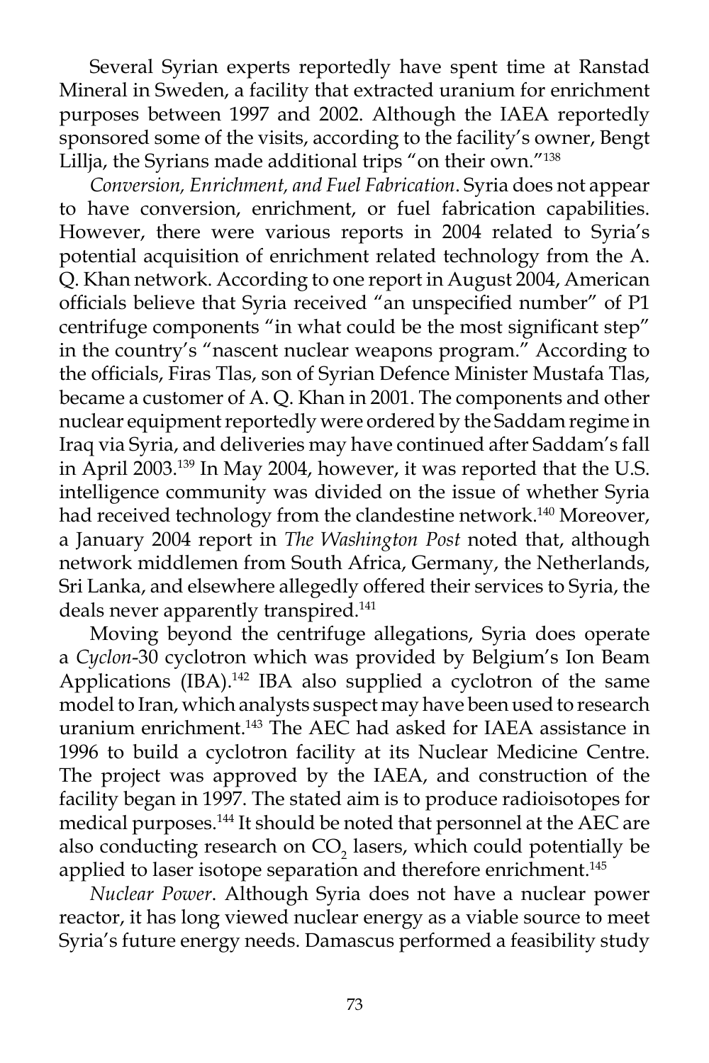Several Syrian experts reportedly have spent time at Ranstad Mineral in Sweden, a facility that extracted uranium for enrichment purposes between 1997 and 2002. Although the IAEA reportedly sponsored some of the visits, according to the facility's owner, Bengt Lillja, the Syrians made additional trips "on their own."[138]

*Conversion, Enrichment, and Fuel Fabrication*. Syria does not appear to have conversion, enrichment, or fuel fabrication capabilities. However, there were various reports in 2004 related to Syria's potential acquisition of enrichment related technology from the A. Q. Khan network. According to one report in August 2004, American officials believe that Syria received "an unspecified number" of P1 centrifuge components "in what could be the most significant step" in the country's "nascent nuclear weapons program." According to the officials, Firas Tlas, son of Syrian Defence Minister Mustafa Tlas, became a customer of A. Q. Khan in 2001. The components and other nuclear equipment reportedly were ordered by the Saddam regime in Iraq via Syria, and deliveries may have continued after Saddam's fall in April 2003.[139] In May 2004, however, it was reported that the U.S. intelligence community was divided on the issue of whether Syria had received technology from the clandestine network.[140] Moreover, a January 2004 report in *The Washington Post* noted that, although network middlemen from South Africa, Germany, the Netherlands, Sri Lanka, and elsewhere allegedly offered their services to Syria, the deals never apparently transpired.[141]

Moving beyond the centrifuge allegations, Syria does operate a *Cyclon*-30 cyclotron which was provided by Belgium's Ion Beam Applications (IBA).[142] IBA also supplied a cyclotron of the same model to Iran, which analysts suspect may have been used to research uranium enrichment.[143] The AEC had asked for IAEA assistance in 1996 to build a cyclotron facility at its Nuclear Medicine Centre. The project was approved by the IAEA, and construction of the facility began in 1997. The stated aim is to produce radioisotopes for medical purposes.[144] It should be noted that personnel at the AEC are also conducting research on $CO_2$ lasers, which could potentially be applied to laser isotope separation and therefore enrichment.[145]

*Nuclear Power*. Although Syria does not have a nuclear power reactor, it has long viewed nuclear energy as a viable source to meet Syria's future energy needs. Damascus performed a feasibility study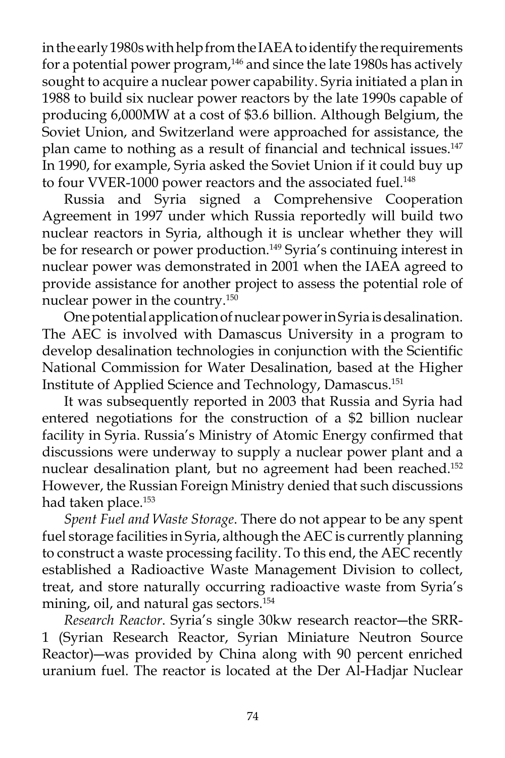in the early 1980s with help from the IAEA to identify the requirements for a potential power program,[146] and since the late 1980s has actively sought to acquire a nuclear power capability. Syria initiated a plan in 1988 to build six nuclear power reactors by the late 1990s capable of producing 6,000MW at a cost of $3.6 billion. Although Belgium, the Soviet Union, and Switzerland were approached for assistance, the plan came to nothing as a result of financial and technical issues.[147] In 1990, for example, Syria asked the Soviet Union if it could buy up to four VVER-1000 power reactors and the associated fuel.[148]

Russia and Syria signed a Comprehensive Cooperation Agreement in 1997 under which Russia reportedly will build two nuclear reactors in Syria, although it is unclear whether they will be for research or power production.[149] Syria's continuing interest in nuclear power was demonstrated in 2001 when the IAEA agreed to provide assistance for another project to assess the potential role of nuclear power in the country.[150]

One potential application of nuclear power in Syria is desalination. The AEC is involved with Damascus University in a program to develop desalination technologies in conjunction with the Scientific National Commission for Water Desalination, based at the Higher Institute of Applied Science and Technology, Damascus.[151]

It was subsequently reported in 2003 that Russia and Syria had entered negotiations for the construction of a $2 billion nuclear facility in Syria. Russia's Ministry of Atomic Energy confirmed that discussions were underway to supply a nuclear power plant and a nuclear desalination plant, but no agreement had been reached.[152] However, the Russian Foreign Ministry denied that such discussions had taken place.[153]

*Spent Fuel and Waste Storage*. There do not appear to be any spent fuel storage facilities in Syria, although the AEC is currently planning to construct a waste processing facility. To this end, the AEC recently established a Radioactive Waste Management Division to collect, treat, and store naturally occurring radioactive waste from Syria's mining, oil, and natural gas sectors.[154]

*Research Reactor*. Syria's single 30kw research reactor—the SRR-1 (Syrian Research Reactor, Syrian Miniature Neutron Source Reactor)—was provided by China along with 90 percent enriched uranium fuel. The reactor is located at the Der Al-Hadjar Nuclear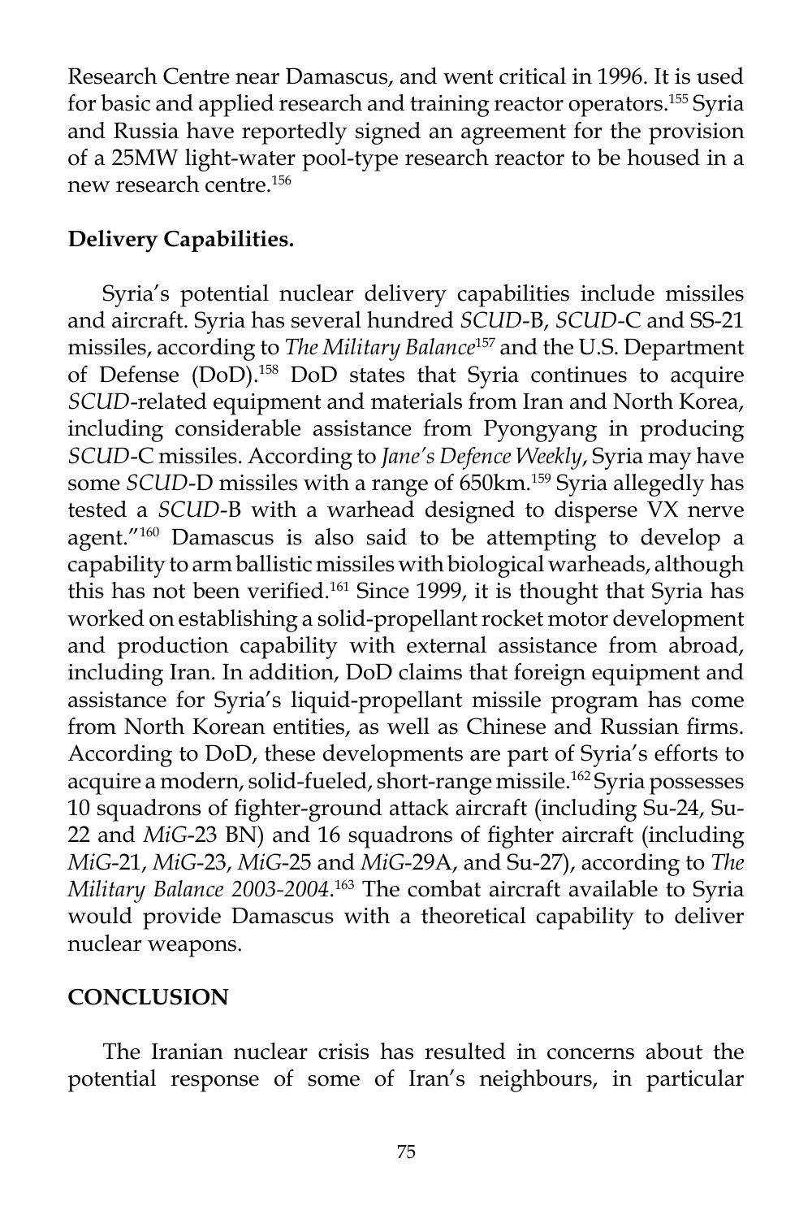Research Centre near Damascus, and went critical in 1996. It is used for basic and applied research and training reactor operators.[155] Syria and Russia have reportedly signed an agreement for the provision of a 25MW light-water pool-type research reactor to be housed in a new research centre.[156]

**Delivery Capabilities.**

Syria's potential nuclear delivery capabilities include missiles and aircraft. Syria has several hundred *SCUD*-B, *SCUD*-C and SS-21 missiles, according to *The Military Balance*[157] and the U.S. Department of Defense (DoD).[158] DoD states that Syria continues to acquire *SCUD*-related equipment and materials from Iran and North Korea, including considerable assistance from Pyongyang in producing *SCUD*-C missiles. According to *Jane's Defence Weekly*, Syria may have some *SCUD*-D missiles with a range of 650km.[159] Syria allegedly has tested a *SCUD*-B with a warhead designed to disperse VX nerve agent."[160] Damascus is also said to be attempting to develop a capability to arm ballistic missiles with biological warheads, although this has not been verified.[161] Since 1999, it is thought that Syria has worked on establishing a solid-propellant rocket motor development and production capability with external assistance from abroad, including Iran. In addition, DoD claims that foreign equipment and assistance for Syria's liquid-propellant missile program has come from North Korean entities, as well as Chinese and Russian firms. According to DoD, these developments are part of Syria's efforts to acquire a modern, solid-fueled, short-range missile.[162] Syria possesses 10 squadrons of fighter-ground attack aircraft (including Su-24, Su-22 and *MiG*-23 BN) and 16 squadrons of fighter aircraft (including *MiG*-21, *MiG*-23, *MiG*-25 and *MiG*-29A, and Su-27), according to *The Military Balance 2003-2004*.[163] The combat aircraft available to Syria would provide Damascus with a theoretical capability to deliver nuclear weapons.

## CONCLUSION

The Iranian nuclear crisis has resulted in concerns about the potential response of some of Iran's neighbours, in particular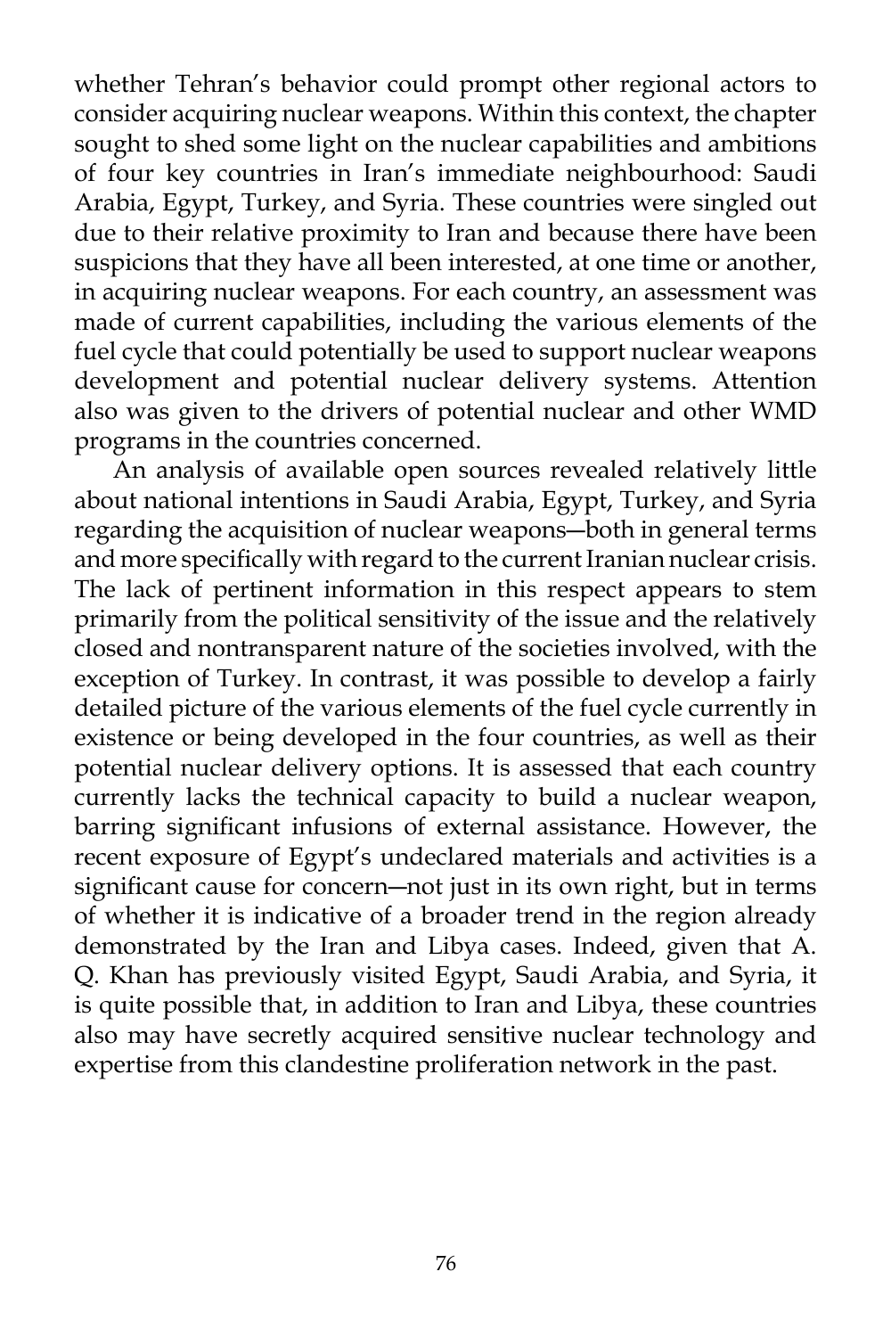whether Tehran's behavior could prompt other regional actors to consider acquiring nuclear weapons. Within this context, the chapter sought to shed some light on the nuclear capabilities and ambitions of four key countries in Iran's immediate neighbourhood: Saudi Arabia, Egypt, Turkey, and Syria. These countries were singled out due to their relative proximity to Iran and because there have been suspicions that they have all been interested, at one time or another, in acquiring nuclear weapons. For each country, an assessment was made of current capabilities, including the various elements of the fuel cycle that could potentially be used to support nuclear weapons development and potential nuclear delivery systems. Attention also was given to the drivers of potential nuclear and other WMD programs in the countries concerned.

An analysis of available open sources revealed relatively little about national intentions in Saudi Arabia, Egypt, Turkey, and Syria regarding the acquisition of nuclear weapons—both in general terms and more specifically with regard to the current Iranian nuclear crisis. The lack of pertinent information in this respect appears to stem primarily from the political sensitivity of the issue and the relatively closed and nontransparent nature of the societies involved, with the exception of Turkey. In contrast, it was possible to develop a fairly detailed picture of the various elements of the fuel cycle currently in existence or being developed in the four countries, as well as their potential nuclear delivery options. It is assessed that each country currently lacks the technical capacity to build a nuclear weapon, barring significant infusions of external assistance. However, the recent exposure of Egypt's undeclared materials and activities is a significant cause for concern—not just in its own right, but in terms of whether it is indicative of a broader trend in the region already demonstrated by the Iran and Libya cases. Indeed, given that A. Q. Khan has previously visited Egypt, Saudi Arabia, and Syria, it is quite possible that, in addition to Iran and Libya, these countries also may have secretly acquired sensitive nuclear technology and expertise from this clandestine proliferation network in the past.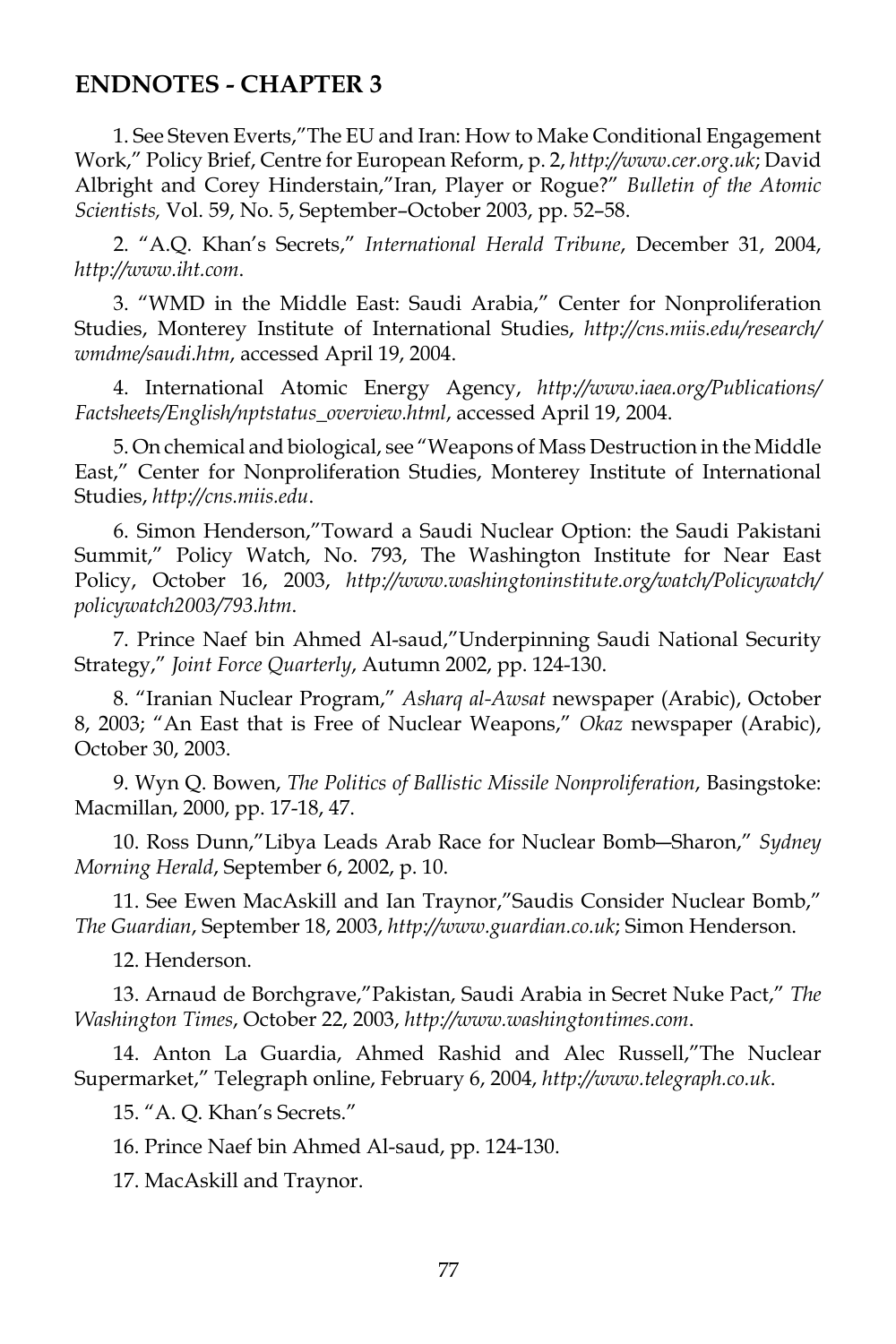## ENDNOTES - CHAPTER 3

1. See Steven Everts,"The EU and Iran: How to Make Conditional Engagement Work," Policy Brief, Centre for European Reform, p. 2, *http://www.cer.org.uk*; David Albright and Corey Hinderstain,"Iran, Player or Rogue?" *Bulletin of the Atomic Scientists,* Vol. 59, No. 5, September–October 2003, pp. 52–58.

2. "A.Q. Khan's Secrets," *International Herald Tribune*, December 31, 2004, *http://www.iht.com*.

3. "WMD in the Middle East: Saudi Arabia," Center for Nonproliferation Studies, Monterey Institute of International Studies, *http://cns.miis.edu/research/wmdme/saudi.htm*, accessed April 19, 2004.

4. International Atomic Energy Agency, *http://www.iaea.org/Publications/Factsheets/English/nptstatus_overview.html*, accessed April 19, 2004.

5. On chemical and biological, see "Weapons of Mass Destruction in the Middle East," Center for Nonproliferation Studies, Monterey Institute of International Studies, *http://cns.miis.edu*.

6. Simon Henderson,"Toward a Saudi Nuclear Option: the Saudi Pakistani Summit," Policy Watch, No. 793, The Washington Institute for Near East Policy, October 16, 2003, *http://www.washingtoninstitute.org/watch/Policywatch/policywatch2003/793.htm*.

7. Prince Naef bin Ahmed Al-saud,"Underpinning Saudi National Security Strategy," *Joint Force Quarterly*, Autumn 2002, pp. 124-130.

8. "Iranian Nuclear Program," *Asharq al-Awsat* newspaper (Arabic), October 8, 2003; "An East that is Free of Nuclear Weapons," *Okaz* newspaper (Arabic), October 30, 2003.

9. Wyn Q. Bowen, *The Politics of Ballistic Missile Nonproliferation*, Basingstoke: Macmillan, 2000, pp. 17-18, 47.

10. Ross Dunn,"Libya Leads Arab Race for Nuclear Bomb—Sharon," *Sydney Morning Herald*, September 6, 2002, p. 10.

11. See Ewen MacAskill and Ian Traynor,"Saudis Consider Nuclear Bomb," *The Guardian*, September 18, 2003, *http://www.guardian.co.uk*; Simon Henderson.

12. Henderson.

13. Arnaud de Borchgrave,"Pakistan, Saudi Arabia in Secret Nuke Pact," *The Washington Times*, October 22, 2003, *http://www.washingtontimes.com*.

14. Anton La Guardia, Ahmed Rashid and Alec Russell,"The Nuclear Supermarket," Telegraph online, February 6, 2004, *http://www.telegraph.co.uk*.

15. "A. Q. Khan's Secrets."

16. Prince Naef bin Ahmed Al-saud, pp. 124-130.

17. MacAskill and Traynor.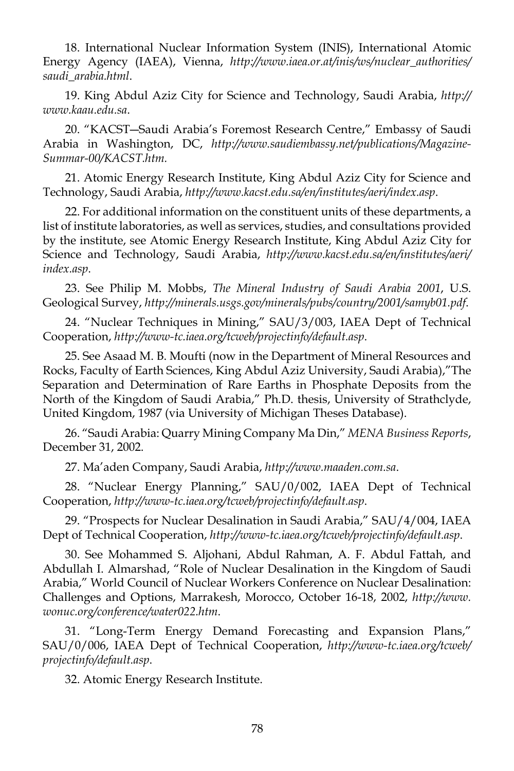18. International Nuclear Information System (INIS), International Atomic Energy Agency (IAEA), Vienna, *http://www.iaea.or.at/inis/ws/nuclear_authorities/saudi_arabia.html*.

19. King Abdul Aziz City for Science and Technology, Saudi Arabia, *http://www.kaau.edu.sa*.

20. "KACST—Saudi Arabia's Foremost Research Centre," Embassy of Saudi Arabia in Washington, DC, *http://www.saudiembassy.net/publications/Magazine-Summar-00/KACST.htm.*

21. Atomic Energy Research Institute, King Abdul Aziz City for Science and Technology, Saudi Arabia, *http://www.kacst.edu.sa/en/institutes/aeri/index.asp*.

22. For additional information on the constituent units of these departments, a list of institute laboratories, as well as services, studies, and consultations provided by the institute, see Atomic Energy Research Institute, King Abdul Aziz City for Science and Technology, Saudi Arabia, *http://www.kacst.edu.sa/en/institutes/aeri/index.asp*.

23. See Philip M. Mobbs, *The Mineral Industry of Saudi Arabia 2001*, U.S. Geological Survey, *http://minerals.usgs.gov/minerals/pubs/country/2001/samyb01.pdf.*

24. "Nuclear Techniques in Mining," SAU/3/003, IAEA Dept of Technical Cooperation, *http://www-tc.iaea.org/tcweb/projectinfo/default.asp*.

25. See Asaad M. B. Moufti (now in the Department of Mineral Resources and Rocks, Faculty of Earth Sciences, King Abdul Aziz University, Saudi Arabia),"The Separation and Determination of Rare Earths in Phosphate Deposits from the North of the Kingdom of Saudi Arabia," Ph.D. thesis, University of Strathclyde, United Kingdom, 1987 (via University of Michigan Theses Database).

26. "Saudi Arabia: Quarry Mining Company Ma Din," *MENA Business Reports*, December 31, 2002.

27. Ma'aden Company, Saudi Arabia, *http://www.maaden.com.sa*.

28. "Nuclear Energy Planning," SAU/0/002, IAEA Dept of Technical Cooperation, *http://www-tc.iaea.org/tcweb/projectinfo/default.asp*.

29. "Prospects for Nuclear Desalination in Saudi Arabia," SAU/4/004, IAEA Dept of Technical Cooperation, *http://www-tc.iaea.org/tcweb/projectinfo/default.asp*.

30. See Mohammed S. Aljohani, Abdul Rahman, A. F. Abdul Fattah, and Abdullah I. Almarshad, "Role of Nuclear Desalination in the Kingdom of Saudi Arabia," World Council of Nuclear Workers Conference on Nuclear Desalination: Challenges and Options, Marrakesh, Morocco, October 16-18, 2002, *http://www.wonuc.org/conference/water022.htm*.

31. "Long-Term Energy Demand Forecasting and Expansion Plans," SAU/0/006, IAEA Dept of Technical Cooperation, *http://www-tc.iaea.org/tcweb/projectinfo/default.asp*.

32. Atomic Energy Research Institute.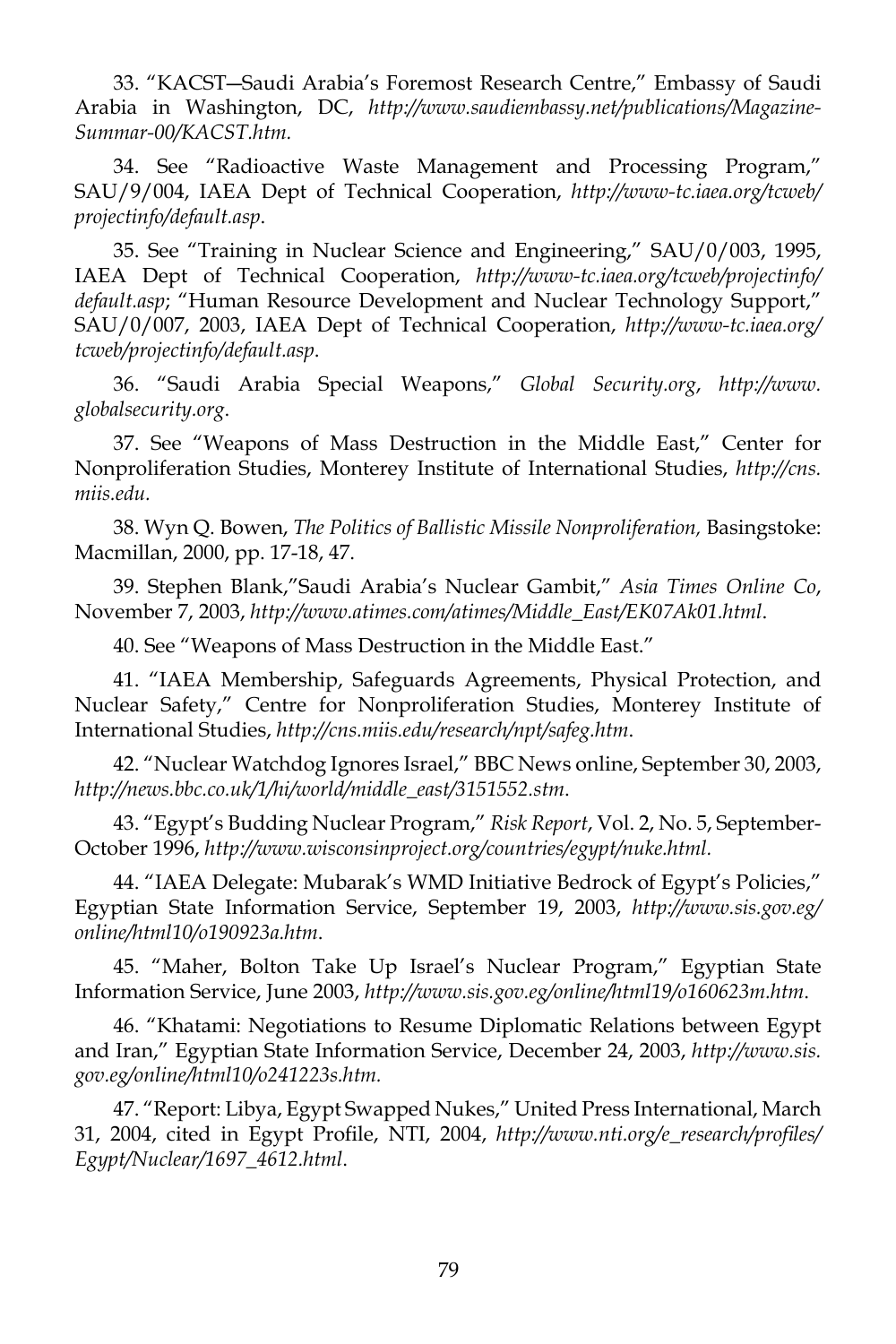33. "KACST—Saudi Arabia's Foremost Research Centre," Embassy of Saudi Arabia in Washington, DC, *http://www.saudiembassy.net/publications/Magazine-Summar-00/KACST.htm.*

34. See "Radioactive Waste Management and Processing Program," SAU/9/004, IAEA Dept of Technical Cooperation, *http://www-tc.iaea.org/tcweb/projectinfo/default.asp*.

35. See "Training in Nuclear Science and Engineering," SAU/0/003, 1995, IAEA Dept of Technical Cooperation, *http://www-tc.iaea.org/tcweb/projectinfo/default.asp*; "Human Resource Development and Nuclear Technology Support," SAU/0/007, 2003, IAEA Dept of Technical Cooperation, *http://www-tc.iaea.org/tcweb/projectinfo/default.asp*.

36. "Saudi Arabia Special Weapons," *Global Security.org*, *http://www.globalsecurity.org*.

37. See "Weapons of Mass Destruction in the Middle East," Center for Nonproliferation Studies, Monterey Institute of International Studies, *http://cns.miis.edu.*

38. Wyn Q. Bowen, *The Politics of Ballistic Missile Nonproliferation,* Basingstoke: Macmillan, 2000, pp. 17-18, 47.

39. Stephen Blank,"Saudi Arabia's Nuclear Gambit," *Asia Times Online Co*, November 7, 2003, *http://www.atimes.com/atimes/Middle_East/EK07Ak01.html*.

40. See "Weapons of Mass Destruction in the Middle East."

41. "IAEA Membership, Safeguards Agreements, Physical Protection, and Nuclear Safety," Centre for Nonproliferation Studies, Monterey Institute of International Studies, *http://cns.miis.edu/research/npt/safeg.htm*.

42. "Nuclear Watchdog Ignores Israel," BBC News online, September 30, 2003, *http://news.bbc.co.uk/1/hi/world/middle_east/3151552.stm*.

43. "Egypt's Budding Nuclear Program," *Risk Report*, Vol. 2, No. 5, September-October 1996, *http://www.wisconsinproject.org/countries/egypt/nuke.html.*

44. "IAEA Delegate: Mubarak's WMD Initiative Bedrock of Egypt's Policies," Egyptian State Information Service, September 19, 2003, *http://www.sis.gov.eg/online/html10/o190923a.htm*.

45. "Maher, Bolton Take Up Israel's Nuclear Program," Egyptian State Information Service, June 2003, *http://www.sis.gov.eg/online/html19/o160623m.htm*.

46. "Khatami: Negotiations to Resume Diplomatic Relations between Egypt and Iran," Egyptian State Information Service, December 24, 2003, *http://www.sis.gov.eg/online/html10/o241223s.htm.*

47. "Report: Libya, Egypt Swapped Nukes," United Press International, March 31, 2004, cited in Egypt Profile, NTI, 2004, *http://www.nti.org/e_research/profiles/Egypt/Nuclear/1697_4612.html*.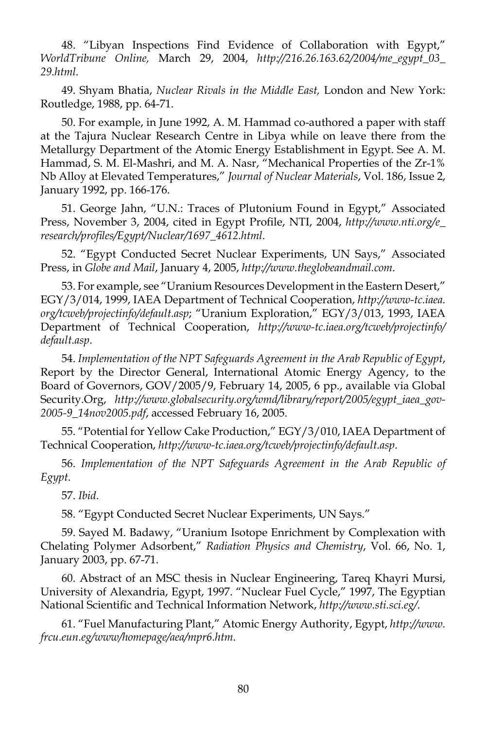48. "Libyan Inspections Find Evidence of Collaboration with Egypt," *WorldTribune Online,* March 29, 2004, *http://216.26.163.62/2004/me_egypt_03_29.html*.

49. Shyam Bhatia, *Nuclear Rivals in the Middle East,* London and New York: Routledge, 1988, pp. 64-71.

50. For example, in June 1992, A. M. Hammad co-authored a paper with staff at the Tajura Nuclear Research Centre in Libya while on leave there from the Metallurgy Department of the Atomic Energy Establishment in Egypt. See A. M. Hammad, S. M. El-Mashri, and M. A. Nasr, "Mechanical Properties of the Zr-1% Nb Alloy at Elevated Temperatures," *Journal of Nuclear Materials*, Vol. 186, Issue 2, January 1992, pp. 166-176.

51. George Jahn, "U.N.: Traces of Plutonium Found in Egypt," Associated Press, November 3, 2004, cited in Egypt Profile, NTI, 2004, *http://www.nti.org/e_research/profiles/Egypt/Nuclear/1697_4612.html*.

52. "Egypt Conducted Secret Nuclear Experiments, UN Says," Associated Press, in *Globe and Mail*, January 4, 2005, *http://www.theglobeandmail.com*.

53. For example, see "Uranium Resources Development in the Eastern Desert," EGY/3/014, 1999, IAEA Department of Technical Cooperation, *http://www-tc.iaea.org/tcweb/projectinfo/default.asp*; "Uranium Exploration," EGY/3/013, 1993, IAEA Department of Technical Cooperation, *http://www-tc.iaea.org/tcweb/projectinfo/default.asp*.

54. *Implementation of the NPT Safeguards Agreement in the Arab Republic of Egypt*, Report by the Director General, International Atomic Energy Agency, to the Board of Governors, GOV/2005/9, February 14, 2005, 6 pp., available via Global Security.Org, *http://www.globalsecurity.org/wmd/library/report/2005/egypt_iaea_gov-2005-9_14nov2005.pdf*, accessed February 16, 2005.

55. "Potential for Yellow Cake Production," EGY/3/010, IAEA Department of Technical Cooperation, *http://www-tc.iaea.org/tcweb/projectinfo/default.asp*.

56. *Implementation of the NPT Safeguards Agreement in the Arab Republic of Egypt*.

57. *Ibid*.

58. "Egypt Conducted Secret Nuclear Experiments, UN Says."

59. Sayed M. Badawy, "Uranium Isotope Enrichment by Complexation with Chelating Polymer Adsorbent," *Radiation Physics and Chemistry*, Vol. 66, No. 1, January 2003, pp. 67-71.

60. Abstract of an MSC thesis in Nuclear Engineering, Tareq Khayri Mursi, University of Alexandria, Egypt, 1997. "Nuclear Fuel Cycle," 1997, The Egyptian National Scientific and Technical Information Network, *http://www.sti.sci.eg/*.

61. "Fuel Manufacturing Plant," Atomic Energy Authority, Egypt, *http://www.frcu.eun.eg/www/homepage/aea/mpr6.htm*.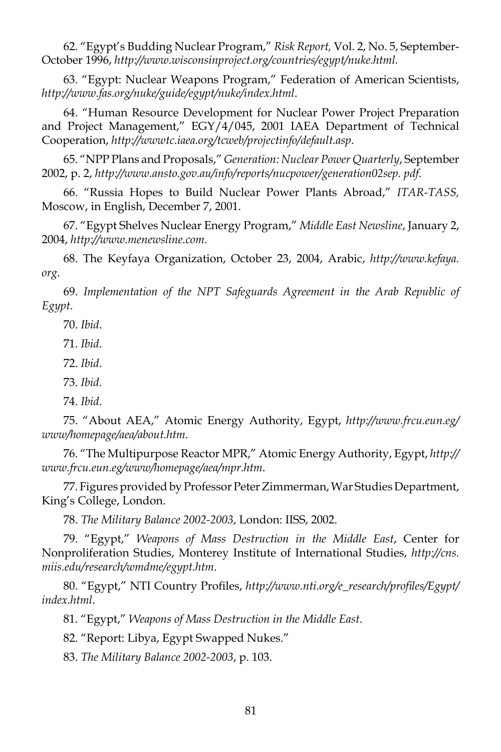62. "Egypt's Budding Nuclear Program," *Risk Report,* Vol. 2, No. 5, September-October 1996, *http://www.wisconsinproject.org/countries/egypt/nuke.html.*

63. "Egypt: Nuclear Weapons Program," Federation of American Scientists, *http://www.fas.org/nuke/guide/egypt/nuke/index.html*.

64. "Human Resource Development for Nuclear Power Project Preparation and Project Management," EGY/4/045, 2001 IAEA Department of Technical Cooperation, *http://wwwtc.iaea.org/tcweb/projectinfo/default.asp*.

65. "NPP Plans and Proposals," *Generation: Nuclear Power Quarterly*, September 2002, p. 2, *http://www.ansto.gov.au/info/reports/nucpower/generation02sep. pdf.*

66. "Russia Hopes to Build Nuclear Power Plants Abroad," *ITAR-TASS,* Moscow, in English, December 7, 2001.

67. "Egypt Shelves Nuclear Energy Program," *Middle East Newsline*, January 2, 2004, *http://www.menewsline.com*.

68. The Keyfaya Organization, October 23, 2004, Arabic, *http://www.kefaya. org*.

69. *Implementation of the NPT Safeguards Agreement in the Arab Republic of Egypt*.

70. *Ibid*.

71. *Ibid*.

72. *Ibid*.

73. *Ibid*.

74. *Ibid*.

75. "About AEA," Atomic Energy Authority, Egypt, *http://www.frcu.eun.eg/ www/homepage/aea/about.htm*.

76. "The Multipurpose Reactor MPR," Atomic Energy Authority, Egypt, *http:// www.frcu.eun.eg/www/homepage/aea/mpr.htm*.

77. Figures provided by Professor Peter Zimmerman, War Studies Department, King's College, London.

78. *The Military Balance 2002-2003*, London: IISS, 2002.

79. "Egypt," *Weapons of Mass Destruction in the Middle East*, Center for Nonproliferation Studies, Monterey Institute of International Studies, *http://cns. miis.edu/research/wmdme/egypt.htm*.

80. "Egypt," NTI Country Profiles, *http://www.nti.org/e_research/profiles/Egypt/ index.html*.

81. "Egypt," *Weapons of Mass Destruction in the Middle East*.

82. "Report: Libya, Egypt Swapped Nukes."

83. *The Military Balance 2002-2003*, p. 103.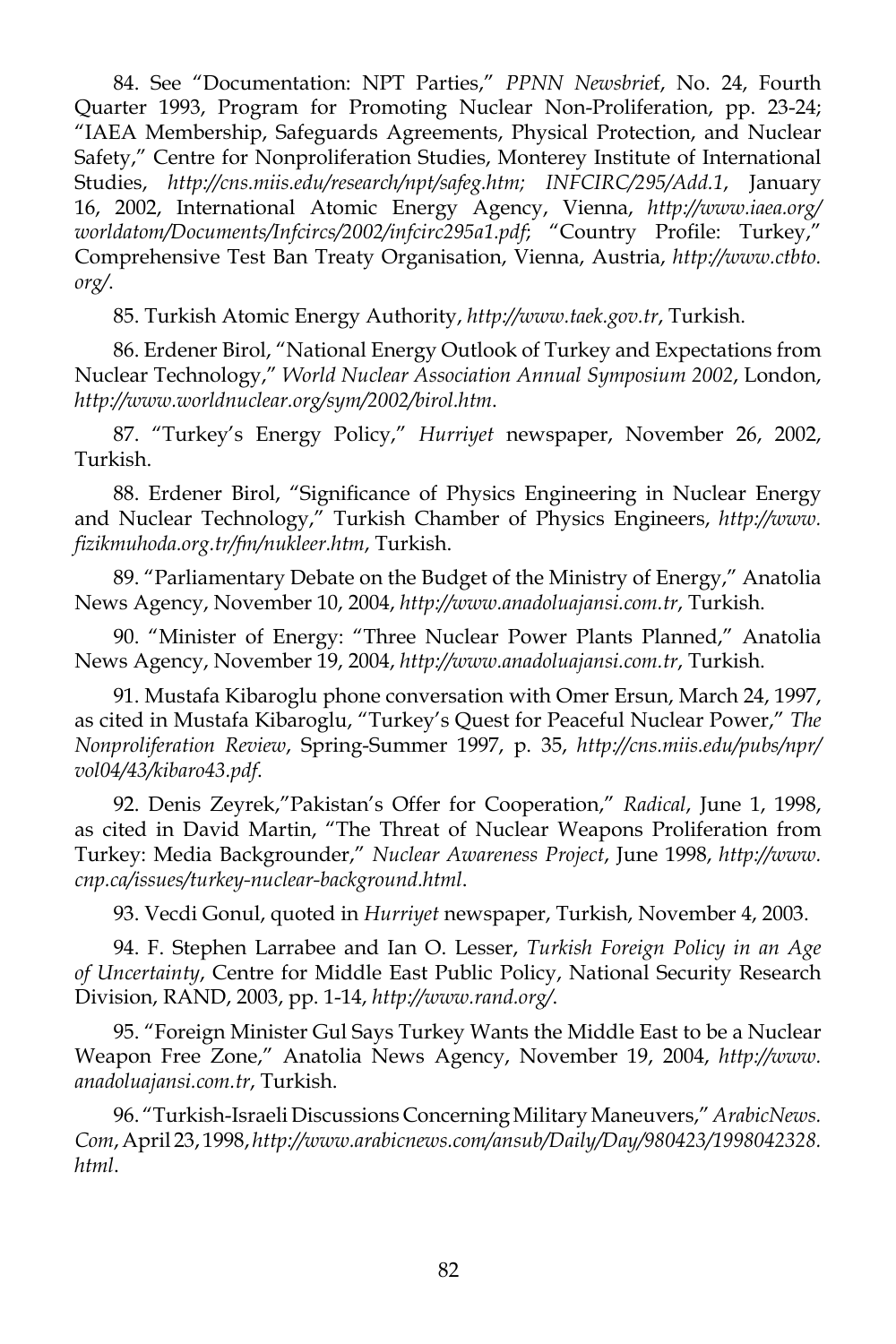84. See "Documentation: NPT Parties," *PPNN Newsbrief*, No. 24, Fourth Quarter 1993, Program for Promoting Nuclear Non-Proliferation, pp. 23-24; "IAEA Membership, Safeguards Agreements, Physical Protection, and Nuclear Safety," Centre for Nonproliferation Studies, Monterey Institute of International Studies, *http://cns.miis.edu/research/npt/safeg.htm; INFCIRC/295/Add.1*, January 16, 2002, International Atomic Energy Agency, Vienna, *http://www.iaea.org/worldatom/Documents/Infcircs/2002/infcirc295a1.pdf*; "Country Profile: Turkey," Comprehensive Test Ban Treaty Organisation, Vienna, Austria, *http://www.ctbto.org/*.

85. Turkish Atomic Energy Authority, *http://www.taek.gov.tr*, Turkish.

86. Erdener Birol, "National Energy Outlook of Turkey and Expectations from Nuclear Technology," *World Nuclear Association Annual Symposium 2002*, London, *http://www.worldnuclear.org/sym/2002/birol.htm*.

87. "Turkey's Energy Policy," *Hurriyet* newspaper, November 26, 2002, Turkish.

88. Erdener Birol, "Significance of Physics Engineering in Nuclear Energy and Nuclear Technology," Turkish Chamber of Physics Engineers, *http://www.fizikmuhoda.org.tr/fm/nukleer.htm*, Turkish.

89. "Parliamentary Debate on the Budget of the Ministry of Energy," Anatolia News Agency, November 10, 2004, *http://www.anadoluajansi.com.tr*, Turkish.

90. "Minister of Energy: "Three Nuclear Power Plants Planned," Anatolia News Agency, November 19, 2004, *http://www.anadoluajansi.com.tr*, Turkish.

91. Mustafa Kibaroglu phone conversation with Omer Ersun, March 24, 1997, as cited in Mustafa Kibaroglu, "Turkey's Quest for Peaceful Nuclear Power," *The Nonproliferation Review*, Spring-Summer 1997, p. 35, *http://cns.miis.edu/pubs/npr/vol04/43/kibaro43.pdf*.

92. Denis Zeyrek,"Pakistan's Offer for Cooperation," *Radical*, June 1, 1998, as cited in David Martin, "The Threat of Nuclear Weapons Proliferation from Turkey: Media Backgrounder," *Nuclear Awareness Project*, June 1998, *http://www.cnp.ca/issues/turkey-nuclear-background.html*.

93. Vecdi Gonul, quoted in *Hurriyet* newspaper, Turkish, November 4, 2003.

94. F. Stephen Larrabee and Ian O. Lesser, *Turkish Foreign Policy in an Age of Uncertainty*, Centre for Middle East Public Policy, National Security Research Division, RAND, 2003, pp. 1-14, *http://www.rand.org/*.

95. "Foreign Minister Gul Says Turkey Wants the Middle East to be a Nuclear Weapon Free Zone," Anatolia News Agency, November 19, 2004, *http://www.anadoluajansi.com.tr*, Turkish.

96. "Turkish-Israeli Discussions Concerning Military Maneuvers," *ArabicNews.Com*, April 23, 1998, *http://www.arabicnews.com/ansub/Daily/Day/980423/1998042328.html*.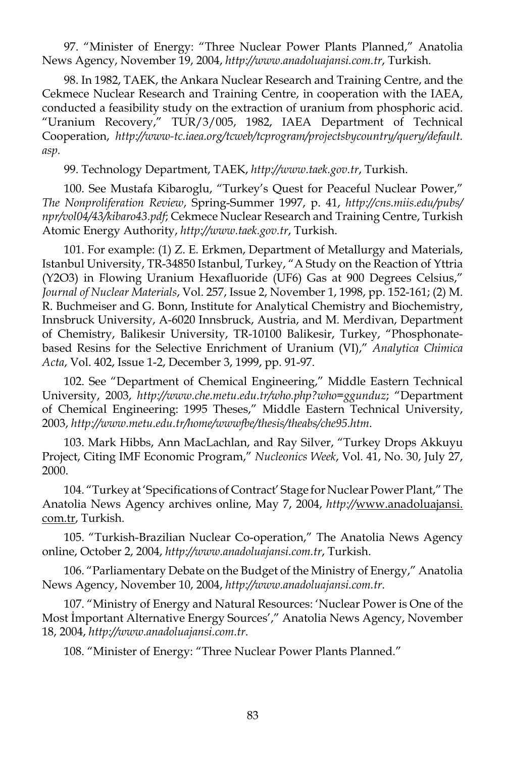97. "Minister of Energy: "Three Nuclear Power Plants Planned," Anatolia News Agency, November 19, 2004, *http://www.anadoluajansi.com.tr*, Turkish.

98. In 1982, TAEK, the Ankara Nuclear Research and Training Centre, and the Cekmece Nuclear Research and Training Centre, in cooperation with the IAEA, conducted a feasibility study on the extraction of uranium from phosphoric acid. "Uranium Recovery," TUR/3/005, 1982, IAEA Department of Technical Cooperation, *http://www-tc.iaea.org/tcweb/tcprogram/projectsbycountry/query/default.asp*.

99. Technology Department, TAEK, *http://www.taek.gov.tr*, Turkish.

100. See Mustafa Kibaroglu, "Turkey's Quest for Peaceful Nuclear Power," *The Nonproliferation Review*, Spring-Summer 1997, p. 41, *http://cns.miis.edu/pubs/npr/vol04/43/kibaro43.pdf*; Cekmece Nuclear Research and Training Centre, Turkish Atomic Energy Authority, *http://www.taek.gov.tr*, Turkish.

101. For example: (1) Z. E. Erkmen, Department of Metallurgy and Materials, Istanbul University, TR-34850 Istanbul, Turkey, "A Study on the Reaction of Yttria ($Y_2O_3$) in Flowing Uranium Hexafluoride ($UF_6$) Gas at 900 Degrees Celsius," *Journal of Nuclear Materials*, Vol. 257, Issue 2, November 1, 1998, pp. 152-161; (2) M. R. Buchmeiser and G. Bonn, Institute for Analytical Chemistry and Biochemistry, Innsbruck University, A-6020 Innsbruck, Austria, and M. Merdivan, Department of Chemistry, Balikesir University, TR-10100 Balikesir, Turkey, "Phosphonate-based Resins for the Selective Enrichment of Uranium (VI)," *Analytica Chimica Acta*, Vol. 402, Issue 1-2, December 3, 1999, pp. 91-97.

102. See "Department of Chemical Engineering," Middle Eastern Technical University, 2003, *http://www.che.metu.edu.tr/who.php?who=ggunduz*; "Department of Chemical Engineering: 1995 Theses," Middle Eastern Technical University, 2003, *http://www.metu.edu.tr/home/wwwfbe/thesis/theabs/che95.htm*.

103. Mark Hibbs, Ann MacLachlan, and Ray Silver, "Turkey Drops Akkuyu Project, Citing IMF Economic Program," *Nucleonics Week*, Vol. 41, No. 30, July 27, 2000.

104. "Turkey at 'Specifications of Contract' Stage for Nuclear Power Plant," The Anatolia News Agency archives online, May 7, 2004, *http://*www.anadoluajansi.com.tr, Turkish.

105. "Turkish-Brazilian Nuclear Co-operation," The Anatolia News Agency online, October 2, 2004, *http://www.anadoluajansi.com.tr*, Turkish.

106. "Parliamentary Debate on the Budget of the Ministry of Energy," Anatolia News Agency, November 10, 2004, *http://www.anadoluajansi.com.tr*.

107. "Ministry of Energy and Natural Resources: 'Nuclear Power is One of the Most İmportant Alternative Energy Sources'," Anatolia News Agency, November 18, 2004, *http://www.anadoluajansi.com.tr*.

108. "Minister of Energy: "Three Nuclear Power Plants Planned."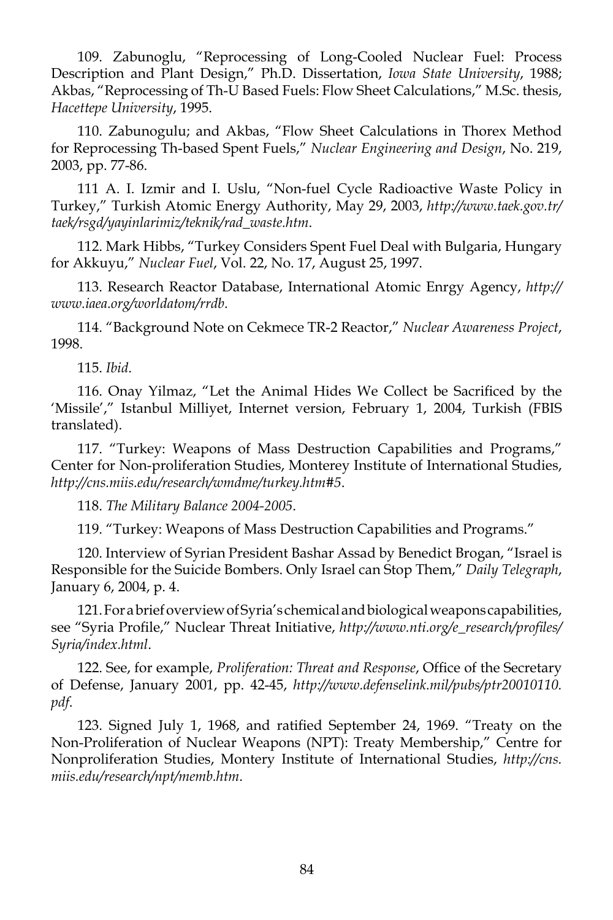109. Zabunoglu, “Reprocessing of Long-Cooled Nuclear Fuel: Process Description and Plant Design,” Ph.D. Dissertation, *Iowa State University*, 1988; Akbas, “Reprocessing of Th-U Based Fuels: Flow Sheet Calculations,” M.Sc. thesis, *Hacettepe University*, 1995.

110. Zabunogulu; and Akbas, “Flow Sheet Calculations in Thorex Method for Reprocessing Th-based Spent Fuels,” *Nuclear Engineering and Design*, No. 219, 2003, pp. 77-86.

111 A. I. Izmir and I. Uslu, “Non-fuel Cycle Radioactive Waste Policy in Turkey,” Turkish Atomic Energy Authority, May 29, 2003, *http://www.taek.gov.tr/taek/rsgd/yayinlarimiz/teknik/rad_waste.htm*.

112. Mark Hibbs, “Turkey Considers Spent Fuel Deal with Bulgaria, Hungary for Akkuyu,” *Nuclear Fuel*, Vol. 22, No. 17, August 25, 1997.

113. Research Reactor Database, International Atomic Enrgy Agency, *http://www.iaea.org/worldatom/rrdb*.

114. “Background Note on Cekmece TR-2 Reactor,” *Nuclear Awareness Project*, 1998.

115. *Ibid*.

116. Onay Yilmaz, “Let the Animal Hides We Collect be Sacrificed by the ‘Missile’,” Istanbul Milliyet, Internet version, February 1, 2004, Turkish (FBIS translated).

117. “Turkey: Weapons of Mass Destruction Capabilities and Programs,” Center for Non-proliferation Studies, Monterey Institute of International Studies, *http://cns.miis.edu/research/wmdme/turkey.htm#5*.

118. *The Military Balance 2004-2005*.

119. “Turkey: Weapons of Mass Destruction Capabilities and Programs.”

120. Interview of Syrian President Bashar Assad by Benedict Brogan, “Israel is Responsible for the Suicide Bombers. Only Israel can Stop Them,” *Daily Telegraph*, January 6, 2004, p. 4.

121. For a brief overview of Syria’s chemical and biological weapons capabilities, see “Syria Profile,” Nuclear Threat Initiative, *http://www.nti.org/e_research/profiles/Syria/index.html*.

122. See, for example, *Proliferation: Threat and Response*, Office of the Secretary of Defense, January 2001, pp. 42-45, *http://www.defenselink.mil/pubs/ptr20010110.pdf*.

123. Signed July 1, 1968, and ratified September 24, 1969. “Treaty on the Non-Proliferation of Nuclear Weapons (NPT): Treaty Membership,” Centre for Nonproliferation Studies, Montery Institute of International Studies, *http://cns.miis.edu/research/npt/memb.htm*.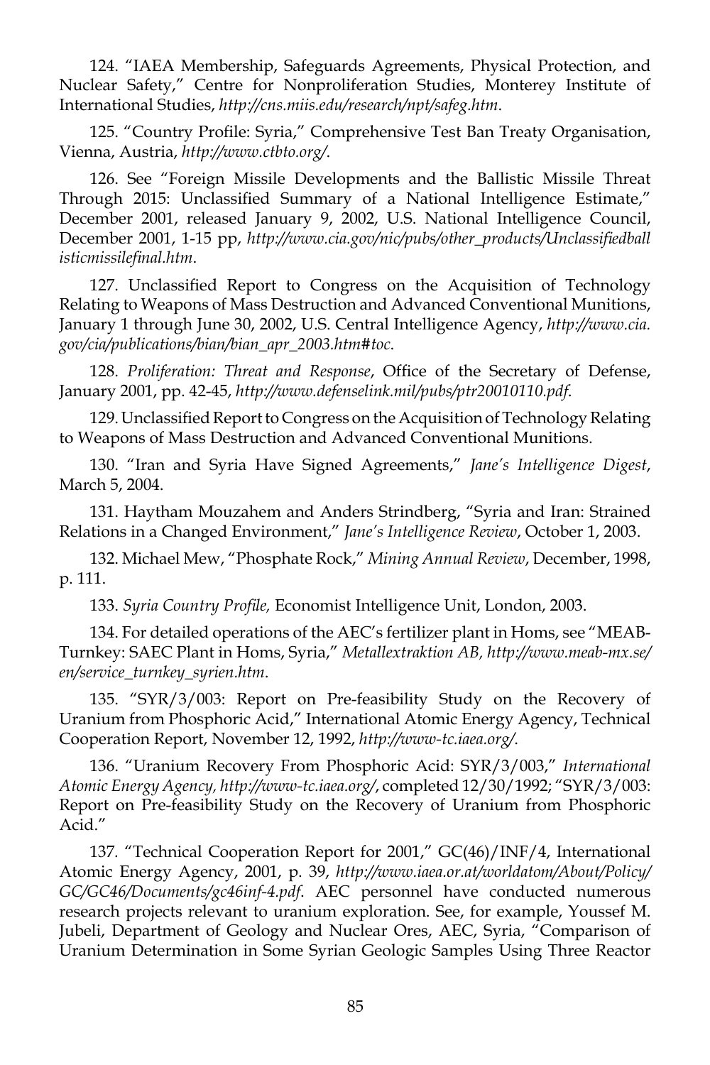124. "IAEA Membership, Safeguards Agreements, Physical Protection, and Nuclear Safety," Centre for Nonproliferation Studies, Monterey Institute of International Studies, *http://cns.miis.edu/research/npt/safeg.htm*.

125. "Country Profile: Syria," Comprehensive Test Ban Treaty Organisation, Vienna, Austria, *http://www.ctbto.org/*.

126. See "Foreign Missile Developments and the Ballistic Missile Threat Through 2015: Unclassified Summary of a National Intelligence Estimate," December 2001, released January 9, 2002, U.S. National Intelligence Council, December 2001, 1-15 pp, *http://www.cia.gov/nic/pubs/other_products/Unclassifiedballisticmissilefinal.htm*.

127. Unclassified Report to Congress on the Acquisition of Technology Relating to Weapons of Mass Destruction and Advanced Conventional Munitions, January 1 through June 30, 2002, U.S. Central Intelligence Agency, *http://www.cia.gov/cia/publications/bian/bian_apr_2003.htm#toc*.

128. *Proliferation: Threat and Response*, Office of the Secretary of Defense, January 2001, pp. 42-45, *http://www.defenselink.mil/pubs/ptr20010110.pdf*.

129. Unclassified Report to Congress on the Acquisition of Technology Relating to Weapons of Mass Destruction and Advanced Conventional Munitions.

130. "Iran and Syria Have Signed Agreements," *Jane's Intelligence Digest*, March 5, 2004.

131. Haytham Mouzahem and Anders Strindberg, "Syria and Iran: Strained Relations in a Changed Environment," *Jane's Intelligence Review*, October 1, 2003.

132. Michael Mew, "Phosphate Rock," *Mining Annual Review*, December, 1998, p. 111.

133. *Syria Country Profile,* Economist Intelligence Unit, London, 2003.

134. For detailed operations of the AEC's fertilizer plant in Homs, see "MEAB-Turnkey: SAEC Plant in Homs, Syria," *Metallextraktion AB, http://www.meab-mx.se/en/service_turnkey_syrien.htm*.

135. "SYR/3/003: Report on Pre-feasibility Study on the Recovery of Uranium from Phosphoric Acid," International Atomic Energy Agency, Technical Cooperation Report, November 12, 1992, *http://www-tc.iaea.org/*.

136. "Uranium Recovery From Phosphoric Acid: SYR/3/003," *International Atomic Energy Agency, http://www-tc.iaea.org/*, completed 12/30/1992; "SYR/3/003: Report on Pre-feasibility Study on the Recovery of Uranium from Phosphoric Acid."

137. "Technical Cooperation Report for 2001," GC(46)/INF/4, International Atomic Energy Agency, 2001, p. 39, *http://www.iaea.or.at/worldatom/About/Policy/GC/GC46/Documents/gc46inf-4.pdf*. AEC personnel have conducted numerous research projects relevant to uranium exploration. See, for example, Youssef M. Jubeli, Department of Geology and Nuclear Ores, AEC, Syria, "Comparison of Uranium Determination in Some Syrian Geologic Samples Using Three Reactor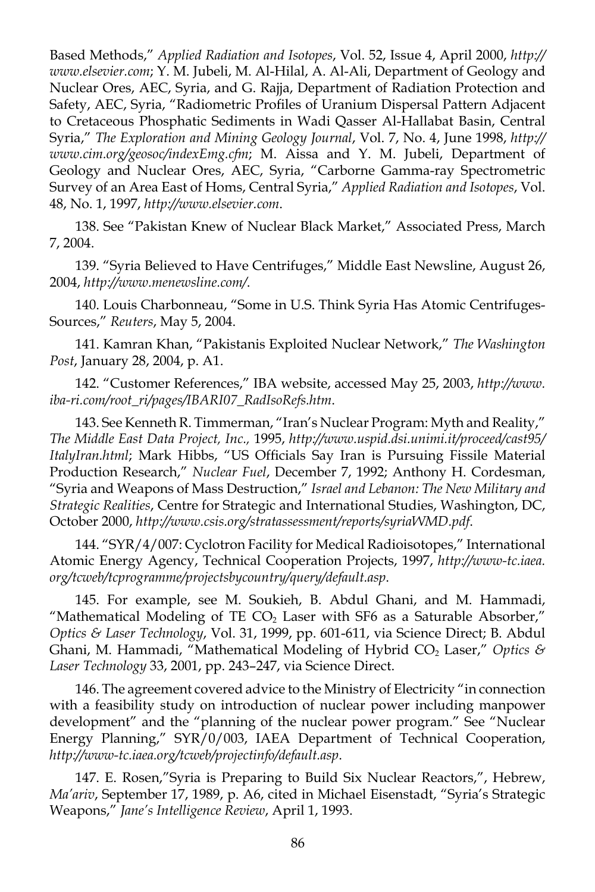Based Methods," *Applied Radiation and Isotopes*, Vol. 52, Issue 4, April 2000, *http://www.elsevier.com*; Y. M. Jubeli, M. Al-Hilal, A. Al-Ali, Department of Geology and Nuclear Ores, AEC, Syria, and G. Rajja, Department of Radiation Protection and Safety, AEC, Syria, "Radiometric Profiles of Uranium Dispersal Pattern Adjacent to Cretaceous Phosphatic Sediments in Wadi Qasser Al-Hallabat Basin, Central Syria," *The Exploration and Mining Geology Journal*, Vol. 7, No. 4, June 1998, *http://www.cim.org/geosoc/indexEmg.cfm*; M. Aissa and Y. M. Jubeli, Department of Geology and Nuclear Ores, AEC, Syria, "Carborne Gamma-ray Spectrometric Survey of an Area East of Homs, Central Syria," *Applied Radiation and Isotopes*, Vol. 48, No. 1, 1997, *http://www.elsevier.com*.

138. See "Pakistan Knew of Nuclear Black Market," Associated Press, March 7, 2004.

139. "Syria Believed to Have Centrifuges," Middle East Newsline, August 26, 2004, *http://www.menewsline.com/*.

140. Louis Charbonneau, "Some in U.S. Think Syria Has Atomic Centrifuges-Sources," *Reuters*, May 5, 2004.

141. Kamran Khan, "Pakistanis Exploited Nuclear Network," *The Washington Post*, January 28, 2004, p. A1.

142. "Customer References," IBA website, accessed May 25, 2003, *http://www.iba-ri.com/root_ri/pages/IBARI07_RadIsoRefs.htm*.

143. See Kenneth R. Timmerman, "Iran's Nuclear Program: Myth and Reality," *The Middle East Data Project, Inc.*, 1995, *http://www.uspid.dsi.unimi.it/proceed/cast95/ItalyIran.html*; Mark Hibbs, "US Officials Say Iran is Pursuing Fissile Material Production Research," *Nuclear Fuel*, December 7, 1992; Anthony H. Cordesman, "Syria and Weapons of Mass Destruction," *Israel and Lebanon: The New Military and Strategic Realities*, Centre for Strategic and International Studies, Washington, DC, October 2000, *http://www.csis.org/stratassessment/reports/syriaWMD.pdf*.

144. "SYR/4/007: Cyclotron Facility for Medical Radioisotopes," International Atomic Energy Agency, Technical Cooperation Projects, 1997, *http://www-tc.iaea.org/tcweb/tcprogramme/projectsbycountry/query/default.asp*.

145. For example, see M. Soukieh, B. Abdul Ghani, and M. Hammadi, "Mathematical Modeling of TE $CO_2$ Laser with SF6 as a Saturable Absorber," *Optics & Laser Technology*, Vol. 31, 1999, pp. 601-611, via Science Direct; B. Abdul Ghani, M. Hammadi, "Mathematical Modeling of Hybrid $CO_2$ Laser," *Optics & Laser Technology* 33, 2001, pp. 243–247, via Science Direct.

146. The agreement covered advice to the Ministry of Electricity "in connection with a feasibility study on introduction of nuclear power including manpower development" and the "planning of the nuclear power program." See "Nuclear Energy Planning," SYR/0/003, IAEA Department of Technical Cooperation, *http://www-tc.iaea.org/tcweb/projectinfo/default.asp*.

147. E. Rosen,"Syria is Preparing to Build Six Nuclear Reactors,", Hebrew, *Ma'ariv*, September 17, 1989, p. A6, cited in Michael Eisenstadt, "Syria's Strategic Weapons," *Jane's Intelligence Review*, April 1, 1993.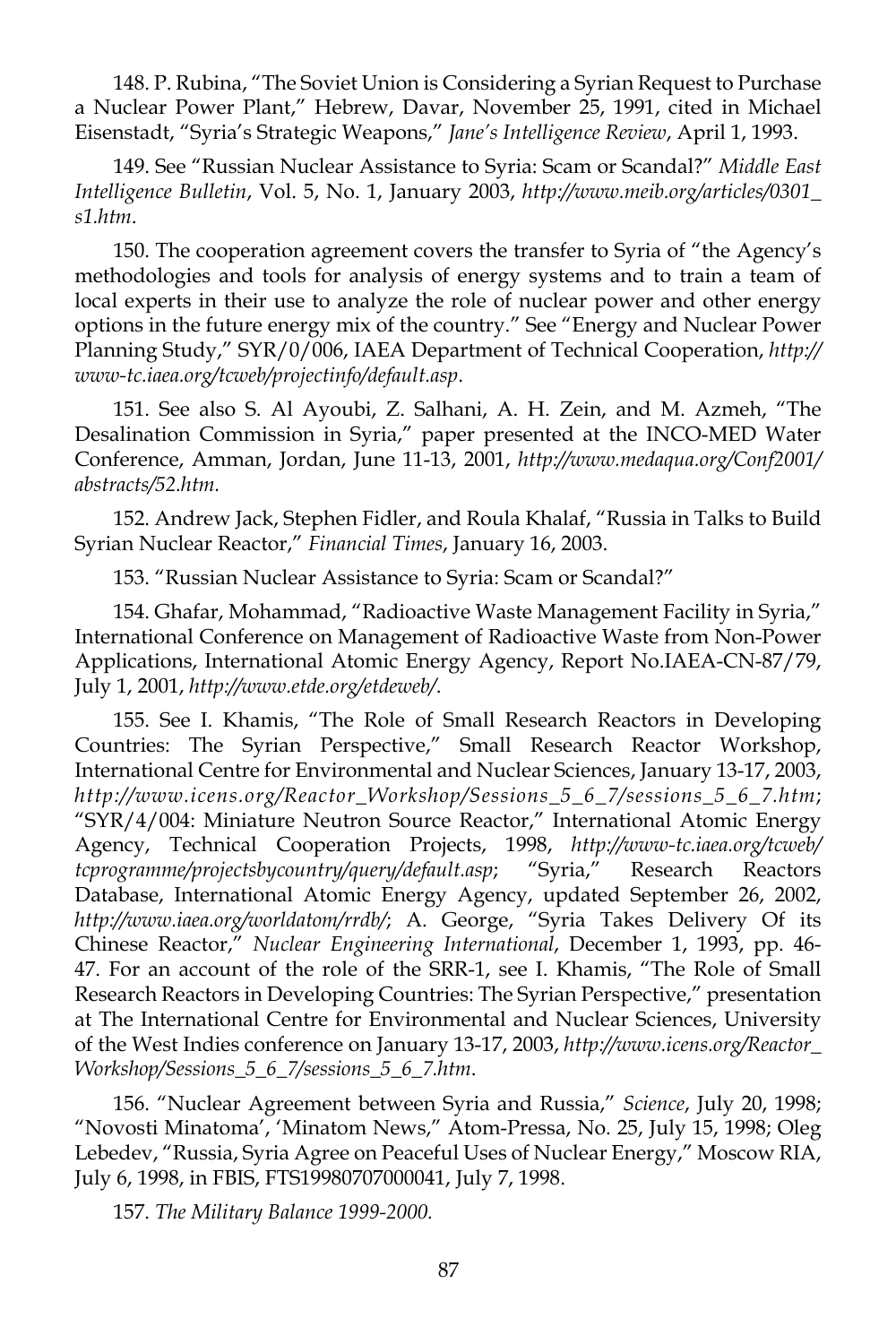148. P. Rubina, "The Soviet Union is Considering a Syrian Request to Purchase a Nuclear Power Plant," Hebrew, Davar, November 25, 1991, cited in Michael Eisenstadt, "Syria's Strategic Weapons," *Jane's Intelligence Review*, April 1, 1993.

149. See "Russian Nuclear Assistance to Syria: Scam or Scandal?" *Middle East Intelligence Bulletin*, Vol. 5, No. 1, January 2003, *http://www.meib.org/articles/0301_s1.htm*.

150. The cooperation agreement covers the transfer to Syria of "the Agency's methodologies and tools for analysis of energy systems and to train a team of local experts in their use to analyze the role of nuclear power and other energy options in the future energy mix of the country." See "Energy and Nuclear Power Planning Study," SYR/0/006, IAEA Department of Technical Cooperation, *http://www-tc.iaea.org/tcweb/projectinfo/default.asp*.

151. See also S. Al Ayoubi, Z. Salhani, A. H. Zein, and M. Azmeh, "The Desalination Commission in Syria," paper presented at the INCO-MED Water Conference, Amman, Jordan, June 11-13, 2001, *http://www.medaqua.org/Conf2001/abstracts/52.htm.*

152. Andrew Jack, Stephen Fidler, and Roula Khalaf, "Russia in Talks to Build Syrian Nuclear Reactor," *Financial Times*, January 16, 2003.

153. "Russian Nuclear Assistance to Syria: Scam or Scandal?"

154. Ghafar, Mohammad, "Radioactive Waste Management Facility in Syria," International Conference on Management of Radioactive Waste from Non-Power Applications, International Atomic Energy Agency, Report No.IAEA-CN-87/79, July 1, 2001, *http://www.etde.org/etdeweb/*.

155. See I. Khamis, "The Role of Small Research Reactors in Developing Countries: The Syrian Perspective," Small Research Reactor Workshop, International Centre for Environmental and Nuclear Sciences, January 13-17, 2003, *http://www.icens.org/Reactor_Workshop/Sessions_5_6_7/sessions_5_6_7.htm*; "SYR/4/004: Miniature Neutron Source Reactor," International Atomic Energy Agency, Technical Cooperation Projects, 1998, *http://www-tc.iaea.org/tcweb/tcprogramme/projectsbycountry/query/default.asp*; "Syria," Research Reactors Database, International Atomic Energy Agency, updated September 26, 2002, *http://www.iaea.org/worldatom/rrdb/*; A. George, "Syria Takes Delivery Of its Chinese Reactor," *Nuclear Engineering International*, December 1, 1993, pp. 46-47. For an account of the role of the SRR-1, see I. Khamis, "The Role of Small Research Reactors in Developing Countries: The Syrian Perspective," presentation at The International Centre for Environmental and Nuclear Sciences, University of the West Indies conference on January 13-17, 2003, *http://www.icens.org/Reactor_Workshop/Sessions_5_6_7/sessions_5_6_7.htm*.

156. "Nuclear Agreement between Syria and Russia," *Science*, July 20, 1998; "Novosti Minatoma', 'Minatom News," Atom-Pressa, No. 25, July 15, 1998; Oleg Lebedev, "Russia, Syria Agree on Peaceful Uses of Nuclear Energy," Moscow RIA, July 6, 1998, in FBIS, FTS19980707000041, July 7, 1998.

157. *The Military Balance 1999-2000.*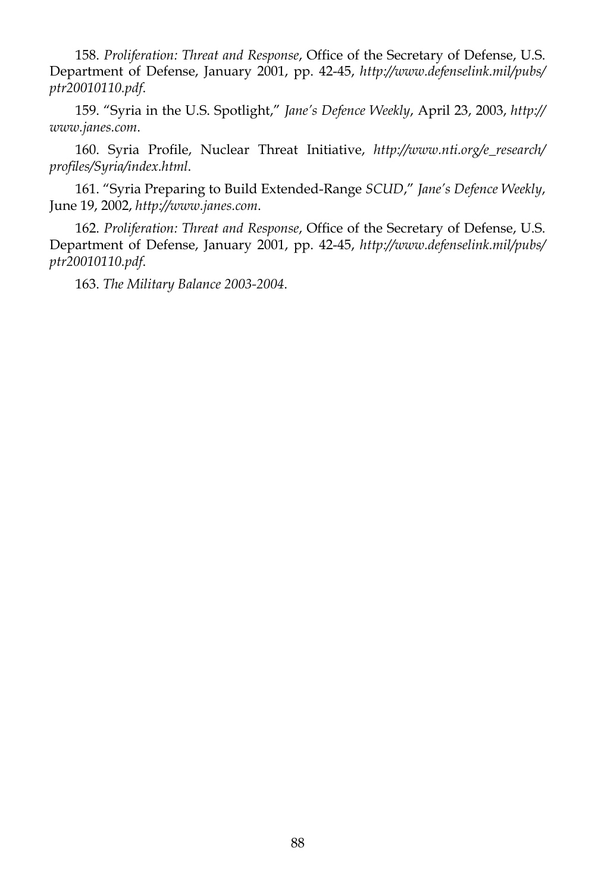158. *Proliferation: Threat and Response*, Office of the Secretary of Defense, U.S. Department of Defense, January 2001, pp. 42-45, *http://www.defenselink.mil/pubs/ptr20010110.pdf*.

159. "Syria in the U.S. Spotlight," *Jane's Defence Weekly*, April 23, 2003, *http://www.janes.com*.

160. Syria Profile, Nuclear Threat Initiative, *http://www.nti.org/e_research/profiles/Syria/index.html*.

161. "Syria Preparing to Build Extended-Range *SCUD*," *Jane's Defence Weekly*, June 19, 2002, *http://www.janes.com*.

162. *Proliferation: Threat and Response*, Office of the Secretary of Defense, U.S. Department of Defense, January 2001, pp. 42-45, *http://www.defenselink.mil/pubs/ptr20010110.pdf*.

163. *The Military Balance 2003-2004*.